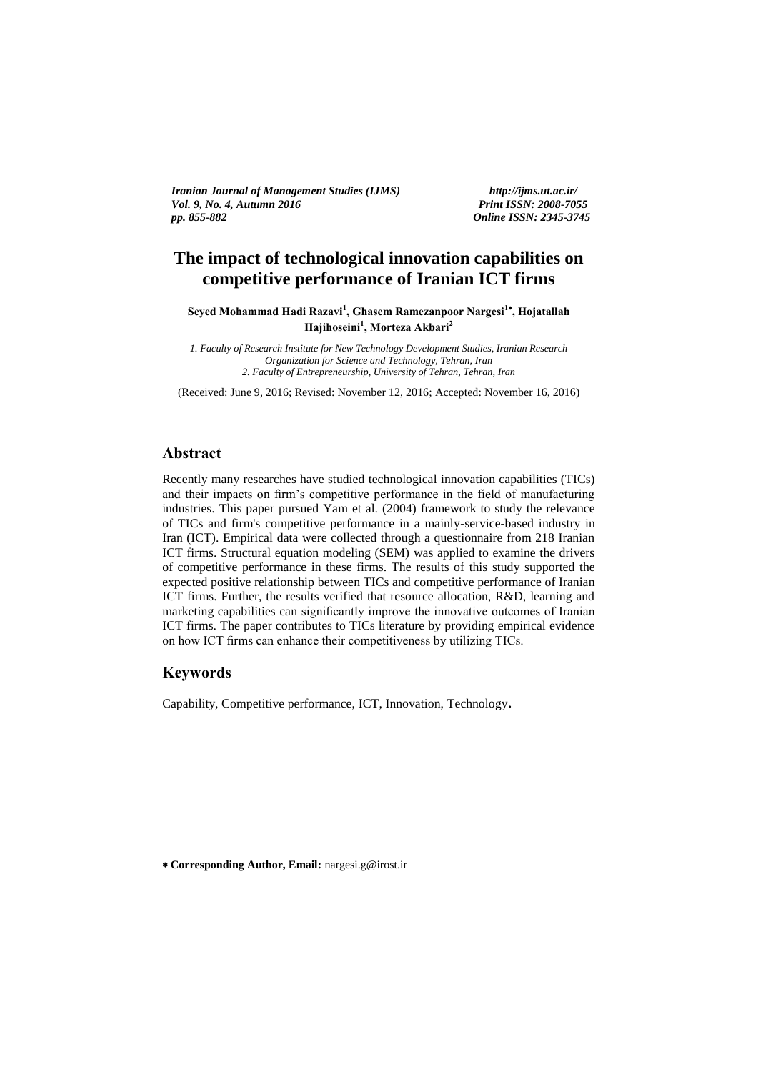# The impact of technological innovation capabilities on competitive performance of Iranian ICT firms

**Seyed Mohammad Hadi Razavi[1], Ghasem Ramezanpoor Nargesi[1*], Hojatallah Hajihoseini[1], Morteza Akbari[2]**

*1. Faculty of Research Institute for New Technology Development Studies, Iranian Research Organization for Science and Technology, Tehran, Iran*
*2. Faculty of Entrepreneurship, University of Tehran, Tehran, Iran*

(Received: June 9, 2016; Revised: November 12, 2016; Accepted: November 16, 2016)

## Abstract

Recently many researches have studied technological innovation capabilities (TICs) and their impacts on firm's competitive performance in the field of manufacturing industries. This paper pursued Yam et al. (2004) framework to study the relevance of TICs and firm's competitive performance in a mainly-service-based industry in Iran (ICT). Empirical data were collected through a questionnaire from 218 Iranian ICT firms. Structural equation modeling (SEM) was applied to examine the drivers of competitive performance in these firms. The results of this study supported the expected positive relationship between TICs and competitive performance of Iranian ICT firms. Further, the results verified that resource allocation, R&D, learning and marketing capabilities can significantly improve the innovative outcomes of Iranian ICT firms. The paper contributes to TICs literature by providing empirical evidence on how ICT firms can enhance their competitiveness by utilizing TICs.

## Keywords

Capability, Competitive performance, ICT, Innovation, Technology.

---

\* **Corresponding Author, Email:** nargesi.g@irost.ir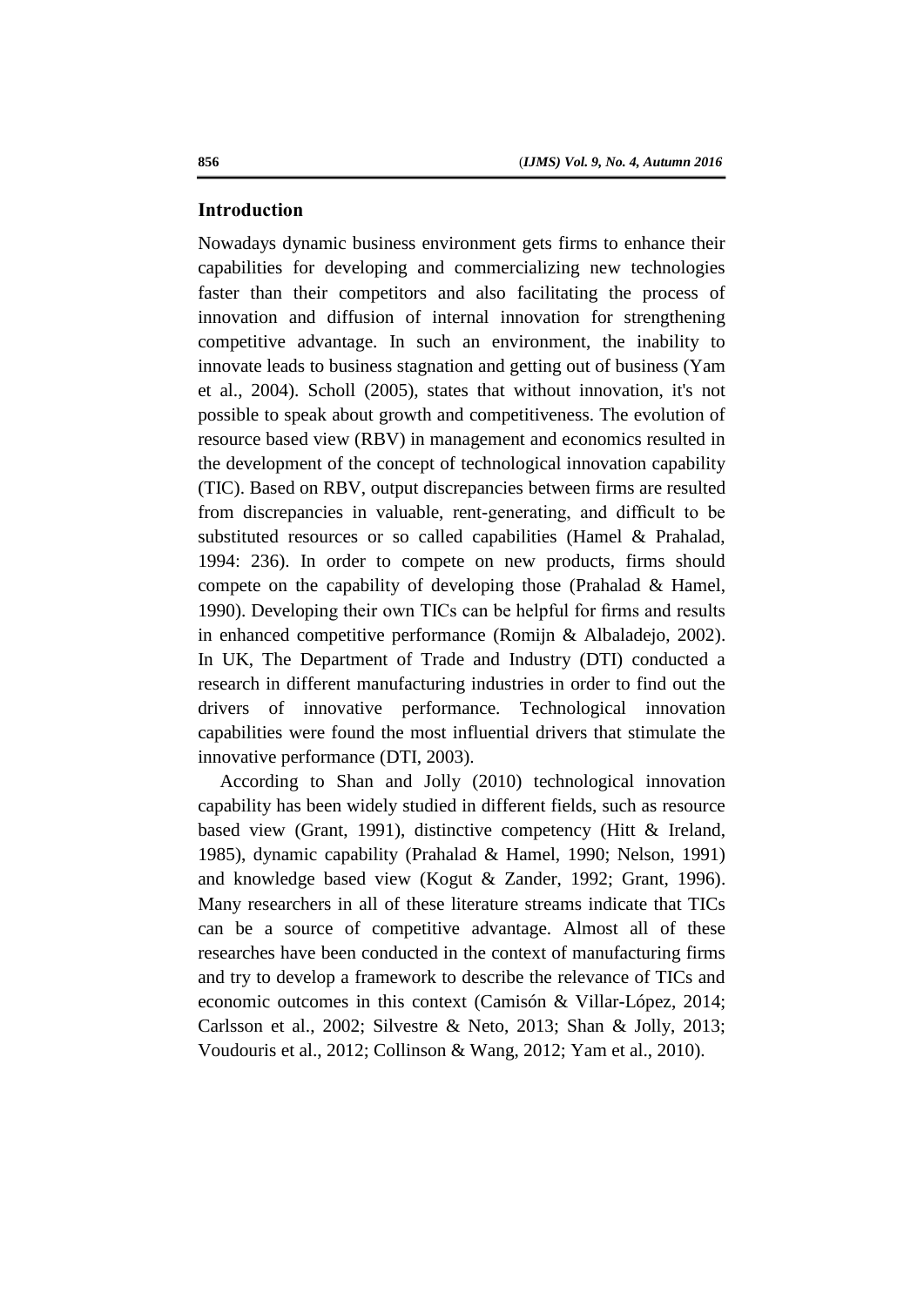## Introduction

Nowadays dynamic business environment gets firms to enhance their capabilities for developing and commercializing new technologies faster than their competitors and also facilitating the process of innovation and diffusion of internal innovation for strengthening competitive advantage. In such an environment, the inability to innovate leads to business stagnation and getting out of business (Yam et al., 2004). Scholl (2005), states that without innovation, it's not possible to speak about growth and competitiveness. The evolution of resource based view (RBV) in management and economics resulted in the development of the concept of technological innovation capability (TIC). Based on RBV, output discrepancies between firms are resulted from discrepancies in valuable, rent-generating, and difficult to be substituted resources or so called capabilities (Hamel & Prahalad, 1994: 236). In order to compete on new products, firms should compete on the capability of developing those (Prahalad & Hamel, 1990). Developing their own TICs can be helpful for firms and results in enhanced competitive performance (Romijn & Albaladejo, 2002). In UK, The Department of Trade and Industry (DTI) conducted a research in different manufacturing industries in order to find out the drivers of innovative performance. Technological innovation capabilities were found the most influential drivers that stimulate the innovative performance (DTI, 2003).

According to Shan and Jolly (2010) technological innovation capability has been widely studied in different fields, such as resource based view (Grant, 1991), distinctive competency (Hitt & Ireland, 1985), dynamic capability (Prahalad & Hamel, 1990; Nelson, 1991) and knowledge based view (Kogut & Zander, 1992; Grant, 1996). Many researchers in all of these literature streams indicate that TICs can be a source of competitive advantage. Almost all of these researches have been conducted in the context of manufacturing firms and try to develop a framework to describe the relevance of TICs and economic outcomes in this context (Camisón & Villar-López, 2014; Carlsson et al., 2002; Silvestre & Neto, 2013; Shan & Jolly, 2013; Voudouris et al., 2012; Collinson & Wang, 2012; Yam et al., 2010).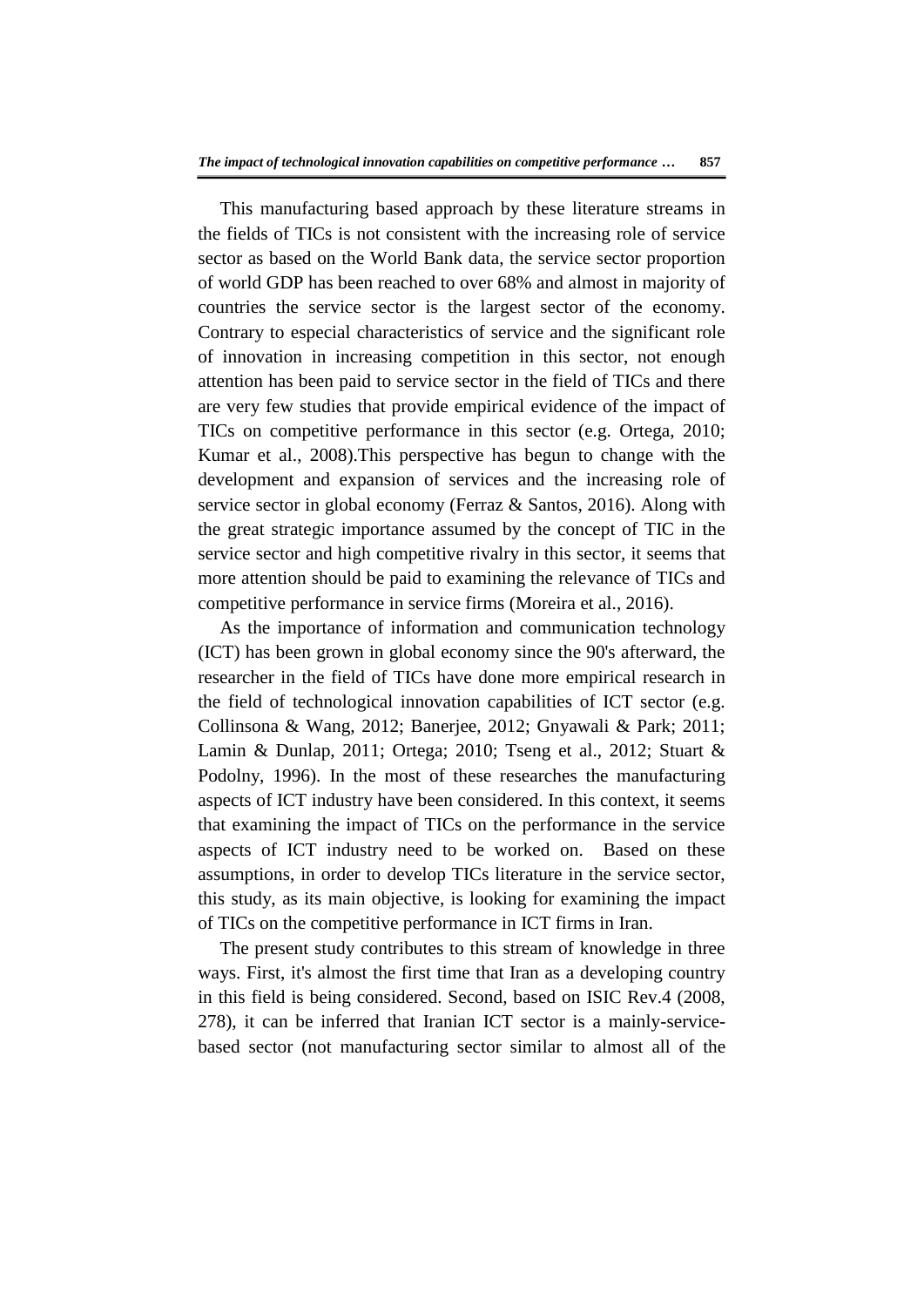This manufacturing based approach by these literature streams in the fields of TICs is not consistent with the increasing role of service sector as based on the World Bank data, the service sector proportion of world GDP has been reached to over 68% and almost in majority of countries the service sector is the largest sector of the economy. Contrary to especial characteristics of service and the significant role of innovation in increasing competition in this sector, not enough attention has been paid to service sector in the field of TICs and there are very few studies that provide empirical evidence of the impact of TICs on competitive performance in this sector (e.g. Ortega, 2010; Kumar et al., 2008).This perspective has begun to change with the development and expansion of services and the increasing role of service sector in global economy (Ferraz & Santos, 2016). Along with the great strategic importance assumed by the concept of TIC in the service sector and high competitive rivalry in this sector, it seems that more attention should be paid to examining the relevance of TICs and competitive performance in service firms (Moreira et al., 2016).

As the importance of information and communication technology (ICT) has been grown in global economy since the 90's afterward, the researcher in the field of TICs have done more empirical research in the field of technological innovation capabilities of ICT sector (e.g. Collinsona & Wang, 2012; Banerjee, 2012; Gnyawali & Park; 2011; Lamin & Dunlap, 2011; Ortega; 2010; Tseng et al., 2012; Stuart & Podolny, 1996). In the most of these researches the manufacturing aspects of ICT industry have been considered. In this context, it seems that examining the impact of TICs on the performance in the service aspects of ICT industry need to be worked on. Based on these assumptions, in order to develop TICs literature in the service sector, this study, as its main objective, is looking for examining the impact of TICs on the competitive performance in ICT firms in Iran.

The present study contributes to this stream of knowledge in three ways. First, it's almost the first time that Iran as a developing country in this field is being considered. Second, based on ISIC Rev.4 (2008, 278), it can be inferred that Iranian ICT sector is a mainly-service-based sector (not manufacturing sector similar to almost all of the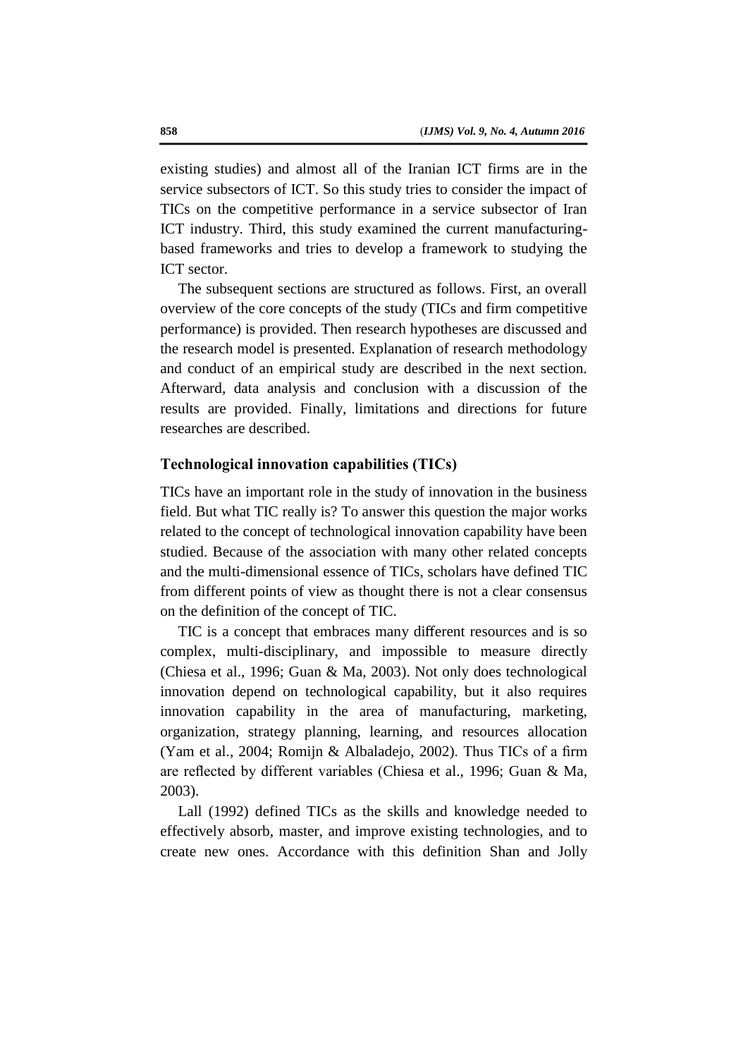existing studies) and almost all of the Iranian ICT firms are in the service subsectors of ICT. So this study tries to consider the impact of TICs on the competitive performance in a service subsector of Iran ICT industry. Third, this study examined the current manufacturing-based frameworks and tries to develop a framework to studying the ICT sector.

The subsequent sections are structured as follows. First, an overall overview of the core concepts of the study (TICs and firm competitive performance) is provided. Then research hypotheses are discussed and the research model is presented. Explanation of research methodology and conduct of an empirical study are described in the next section. Afterward, data analysis and conclusion with a discussion of the results are provided. Finally, limitations and directions for future researches are described.

## Technological innovation capabilities (TICs)

TICs have an important role in the study of innovation in the business field. But what TIC really is? To answer this question the major works related to the concept of technological innovation capability have been studied. Because of the association with many other related concepts and the multi-dimensional essence of TICs, scholars have defined TIC from different points of view as thought there is not a clear consensus on the definition of the concept of TIC.

TIC is a concept that embraces many different resources and is so complex, multi-disciplinary, and impossible to measure directly (Chiesa et al., 1996; Guan & Ma, 2003). Not only does technological innovation depend on technological capability, but it also requires innovation capability in the area of manufacturing, marketing, organization, strategy planning, learning, and resources allocation (Yam et al., 2004; Romijn & Albaladejo, 2002). Thus TICs of a firm are reflected by different variables (Chiesa et al., 1996; Guan & Ma, 2003).

Lall (1992) defined TICs as the skills and knowledge needed to effectively absorb, master, and improve existing technologies, and to create new ones. Accordance with this definition Shan and Jolly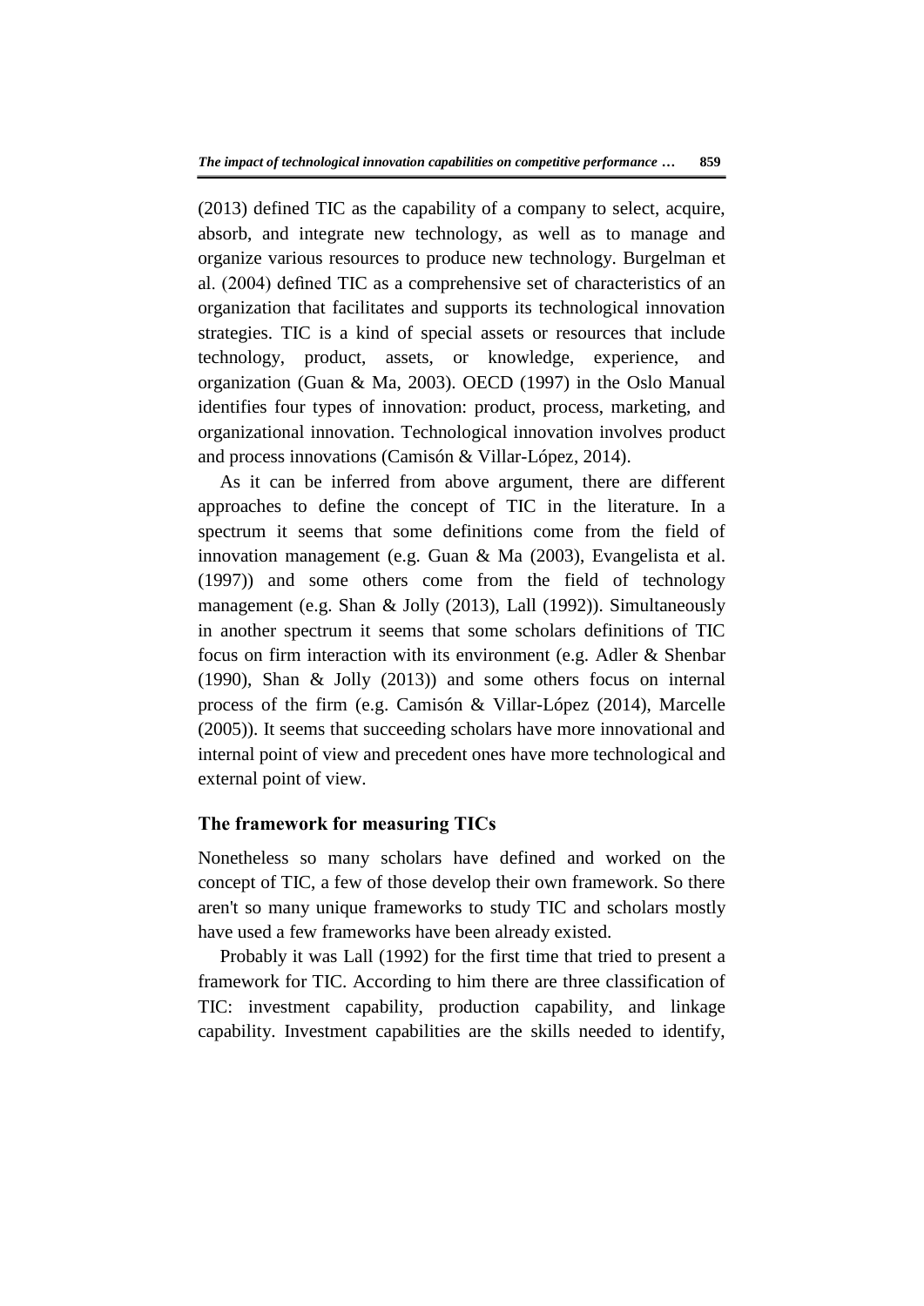(2013) defined TIC as the capability of a company to select, acquire, absorb, and integrate new technology, as well as to manage and organize various resources to produce new technology. Burgelman et al. (2004) defined TIC as a comprehensive set of characteristics of an organization that facilitates and supports its technological innovation strategies. TIC is a kind of special assets or resources that include technology, product, assets, or knowledge, experience, and organization (Guan & Ma, 2003). OECD (1997) in the Oslo Manual identifies four types of innovation: product, process, marketing, and organizational innovation. Technological innovation involves product and process innovations (Camisón & Villar-López, 2014).

As it can be inferred from above argument, there are different approaches to define the concept of TIC in the literature. In a spectrum it seems that some definitions come from the field of innovation management (e.g. Guan & Ma (2003), Evangelista et al. (1997)) and some others come from the field of technology management (e.g. Shan & Jolly (2013), Lall (1992)). Simultaneously in another spectrum it seems that some scholars definitions of TIC focus on firm interaction with its environment (e.g. Adler & Shenbar (1990), Shan & Jolly (2013)) and some others focus on internal process of the firm (e.g. Camisón & Villar-López (2014), Marcelle (2005)). It seems that succeeding scholars have more innovational and internal point of view and precedent ones have more technological and external point of view.

### The framework for measuring TICs

Nonetheless so many scholars have defined and worked on the concept of TIC, a few of those develop their own framework. So there aren't so many unique frameworks to study TIC and scholars mostly have used a few frameworks have been already existed.

Probably it was Lall (1992) for the first time that tried to present a framework for TIC. According to him there are three classification of TIC: investment capability, production capability, and linkage capability. Investment capabilities are the skills needed to identify,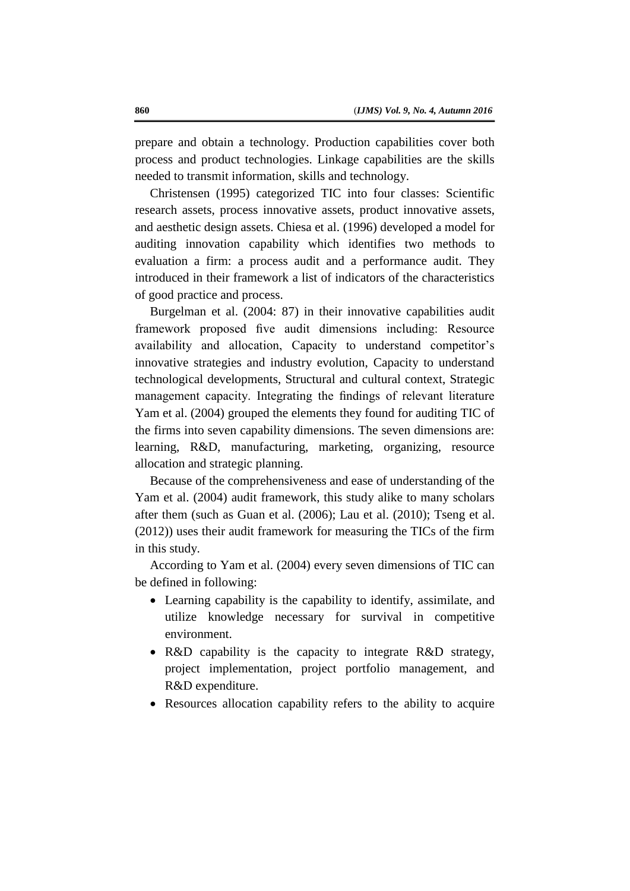prepare and obtain a technology. Production capabilities cover both process and product technologies. Linkage capabilities are the skills needed to transmit information, skills and technology.

Christensen (1995) categorized TIC into four classes: Scientific research assets, process innovative assets, product innovative assets, and aesthetic design assets. Chiesa et al. (1996) developed a model for auditing innovation capability which identifies two methods to evaluation a firm: a process audit and a performance audit. They introduced in their framework a list of indicators of the characteristics of good practice and process.

Burgelman et al. (2004: 87) in their innovative capabilities audit framework proposed five audit dimensions including: Resource availability and allocation, Capacity to understand competitor's innovative strategies and industry evolution, Capacity to understand technological developments, Structural and cultural context, Strategic management capacity. Integrating the findings of relevant literature Yam et al. (2004) grouped the elements they found for auditing TIC of the firms into seven capability dimensions. The seven dimensions are: learning, R&D, manufacturing, marketing, organizing, resource allocation and strategic planning.

Because of the comprehensiveness and ease of understanding of the Yam et al. (2004) audit framework, this study alike to many scholars after them (such as Guan et al. (2006); Lau et al. (2010); Tseng et al. (2012)) uses their audit framework for measuring the TICs of the firm in this study.

According to Yam et al. (2004) every seven dimensions of TIC can be defined in following:

- Learning capability is the capability to identify, assimilate, and utilize knowledge necessary for survival in competitive environment.
- R&D capability is the capacity to integrate R&D strategy, project implementation, project portfolio management, and R&D expenditure.
- Resources allocation capability refers to the ability to acquire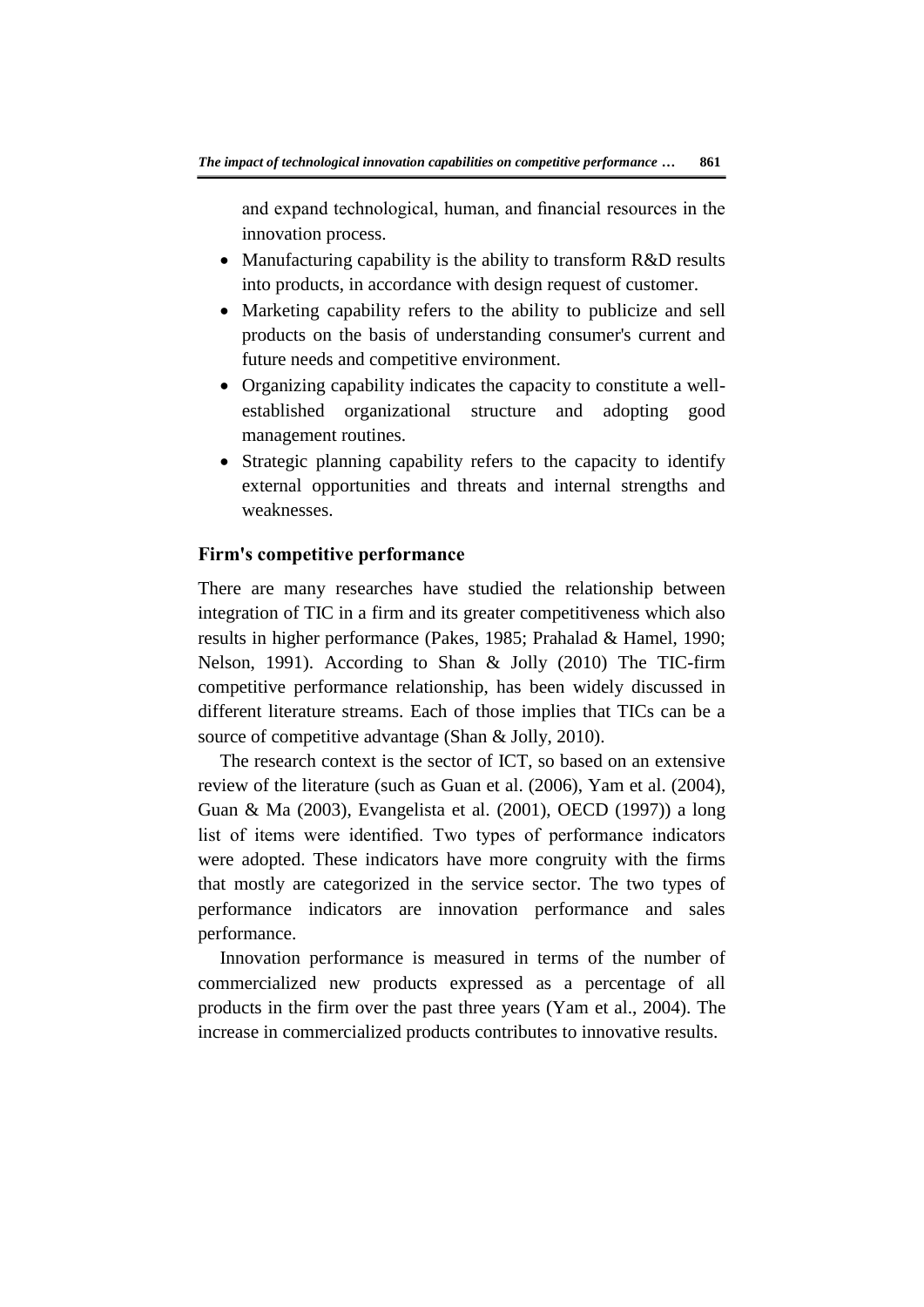and expand technological, human, and financial resources in the innovation process.

- Manufacturing capability is the ability to transform R&D results into products, in accordance with design request of customer.
- Marketing capability refers to the ability to publicize and sell products on the basis of understanding consumer's current and future needs and competitive environment.
- Organizing capability indicates the capacity to constitute a well-established organizational structure and adopting good management routines.
- Strategic planning capability refers to the capacity to identify external opportunities and threats and internal strengths and weaknesses.

### Firm's competitive performance

There are many researches have studied the relationship between integration of TIC in a firm and its greater competitiveness which also results in higher performance (Pakes, 1985; Prahalad & Hamel, 1990; Nelson, 1991). According to Shan & Jolly (2010) The TIC-firm competitive performance relationship, has been widely discussed in different literature streams. Each of those implies that TICs can be a source of competitive advantage (Shan & Jolly, 2010).

The research context is the sector of ICT, so based on an extensive review of the literature (such as Guan et al. (2006), Yam et al. (2004), Guan & Ma (2003), Evangelista et al. (2001), OECD (1997)) a long list of items were identified. Two types of performance indicators were adopted. These indicators have more congruity with the firms that mostly are categorized in the service sector. The two types of performance indicators are innovation performance and sales performance.

Innovation performance is measured in terms of the number of commercialized new products expressed as a percentage of all products in the firm over the past three years (Yam et al., 2004). The increase in commercialized products contributes to innovative results.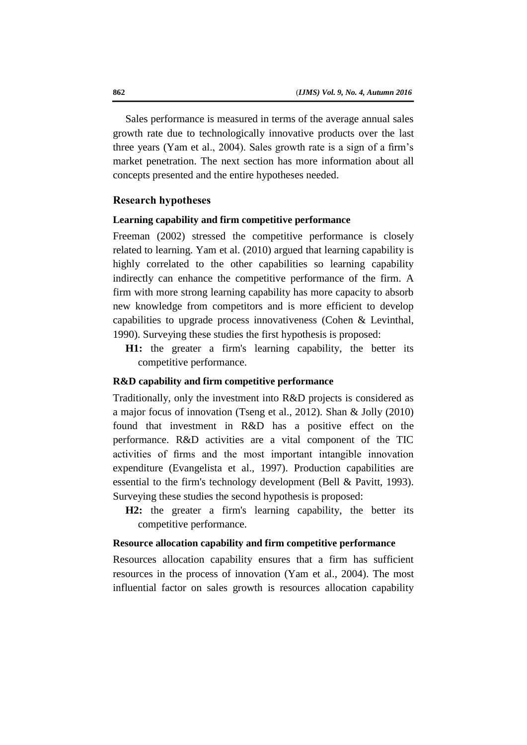Sales performance is measured in terms of the average annual sales growth rate due to technologically innovative products over the last three years (Yam et al., 2004). Sales growth rate is a sign of a firm's market penetration. The next section has more information about all concepts presented and the entire hypotheses needed.

## Research hypotheses

### Learning capability and firm competitive performance

Freeman (2002) stressed the competitive performance is closely related to learning. Yam et al. (2010) argued that learning capability is highly correlated to the other capabilities so learning capability indirectly can enhance the competitive performance of the firm. A firm with more strong learning capability has more capacity to absorb new knowledge from competitors and is more efficient to develop capabilities to upgrade process innovativeness (Cohen & Levinthal, 1990). Surveying these studies the first hypothesis is proposed:

**H1:** the greater a firm's learning capability, the better its competitive performance.

### R&D capability and firm competitive performance

Traditionally, only the investment into R&D projects is considered as a major focus of innovation (Tseng et al., 2012). Shan & Jolly (2010) found that investment in R&D has a positive effect on the performance. R&D activities are a vital component of the TIC activities of firms and the most important intangible innovation expenditure (Evangelista et al., 1997). Production capabilities are essential to the firm's technology development (Bell & Pavitt, 1993). Surveying these studies the second hypothesis is proposed:

**H2:** the greater a firm's learning capability, the better its competitive performance.

### Resource allocation capability and firm competitive performance

Resources allocation capability ensures that a firm has sufficient resources in the process of innovation (Yam et al., 2004). The most influential factor on sales growth is resources allocation capability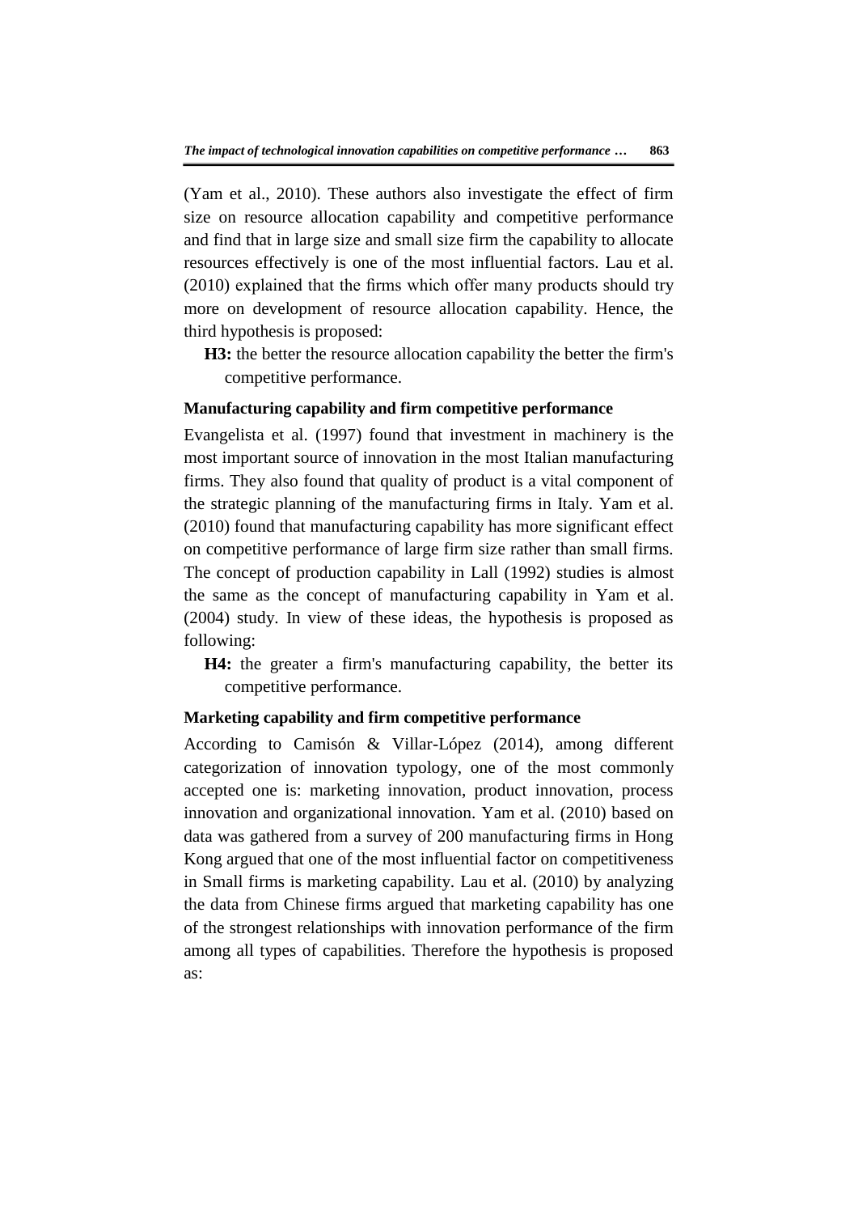(Yam et al., 2010). These authors also investigate the effect of firm size on resource allocation capability and competitive performance and find that in large size and small size firm the capability to allocate resources effectively is one of the most influential factors. Lau et al. (2010) explained that the firms which offer many products should try more on development of resource allocation capability. Hence, the third hypothesis is proposed:

> **H3:** the better the resource allocation capability the better the firm's competitive performance.

### Manufacturing capability and firm competitive performance

Evangelista et al. (1997) found that investment in machinery is the most important source of innovation in the most Italian manufacturing firms. They also found that quality of product is a vital component of the strategic planning of the manufacturing firms in Italy. Yam et al. (2010) found that manufacturing capability has more significant effect on competitive performance of large firm size rather than small firms. The concept of production capability in Lall (1992) studies is almost the same as the concept of manufacturing capability in Yam et al. (2004) study. In view of these ideas, the hypothesis is proposed as following:

> **H4:** the greater a firm's manufacturing capability, the better its competitive performance.

### Marketing capability and firm competitive performance

According to Camisón & Villar-López (2014), among different categorization of innovation typology, one of the most commonly accepted one is: marketing innovation, product innovation, process innovation and organizational innovation. Yam et al. (2010) based on data was gathered from a survey of 200 manufacturing firms in Hong Kong argued that one of the most influential factor on competitiveness in Small firms is marketing capability. Lau et al. (2010) by analyzing the data from Chinese firms argued that marketing capability has one of the strongest relationships with innovation performance of the firm among all types of capabilities. Therefore the hypothesis is proposed as: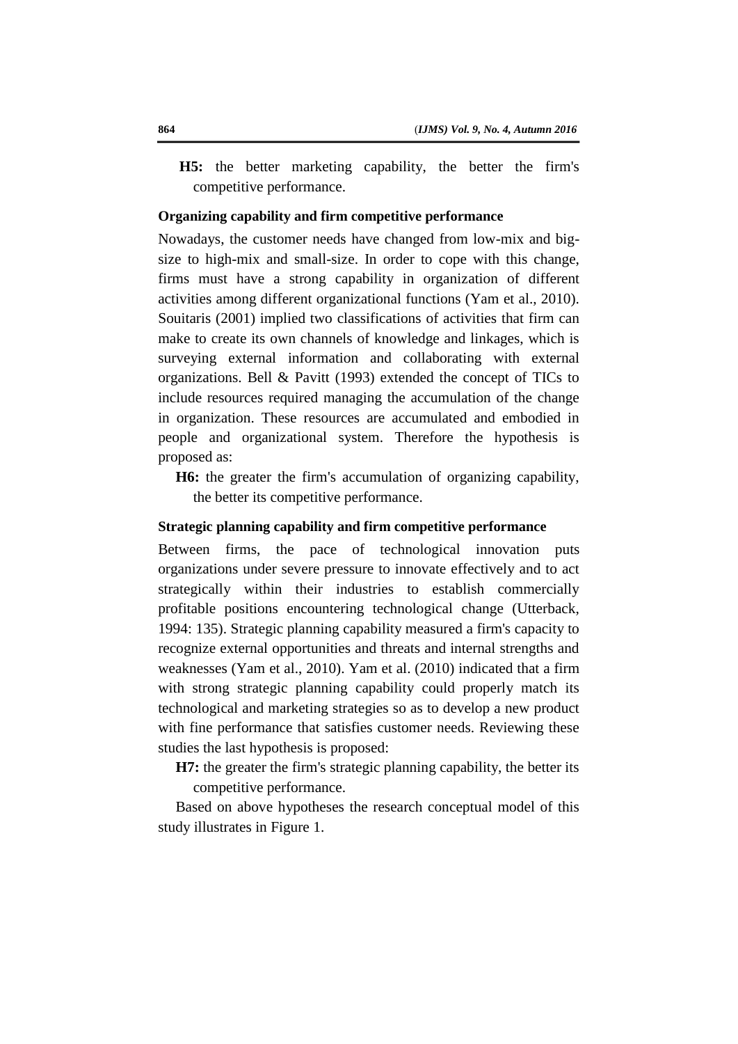**H5:** the better marketing capability, the better the firm's competitive performance.

### Organizing capability and firm competitive performance

Nowadays, the customer needs have changed from low-mix and big-size to high-mix and small-size. In order to cope with this change, firms must have a strong capability in organization of different activities among different organizational functions (Yam et al., 2010). Souitaris (2001) implied two classifications of activities that firm can make to create its own channels of knowledge and linkages, which is surveying external information and collaborating with external organizations. Bell & Pavitt (1993) extended the concept of TICs to include resources required managing the accumulation of the change in organization. These resources are accumulated and embodied in people and organizational system. Therefore the hypothesis is proposed as:

**H6:** the greater the firm's accumulation of organizing capability, the better its competitive performance.

### Strategic planning capability and firm competitive performance

Between firms, the pace of technological innovation puts organizations under severe pressure to innovate effectively and to act strategically within their industries to establish commercially profitable positions encountering technological change (Utterback, 1994: 135). Strategic planning capability measured a firm's capacity to recognize external opportunities and threats and internal strengths and weaknesses (Yam et al., 2010). Yam et al. (2010) indicated that a firm with strong strategic planning capability could properly match its technological and marketing strategies so as to develop a new product with fine performance that satisfies customer needs. Reviewing these studies the last hypothesis is proposed:

**H7:** the greater the firm's strategic planning capability, the better its competitive performance.

Based on above hypotheses the research conceptual model of this study illustrates in Figure 1.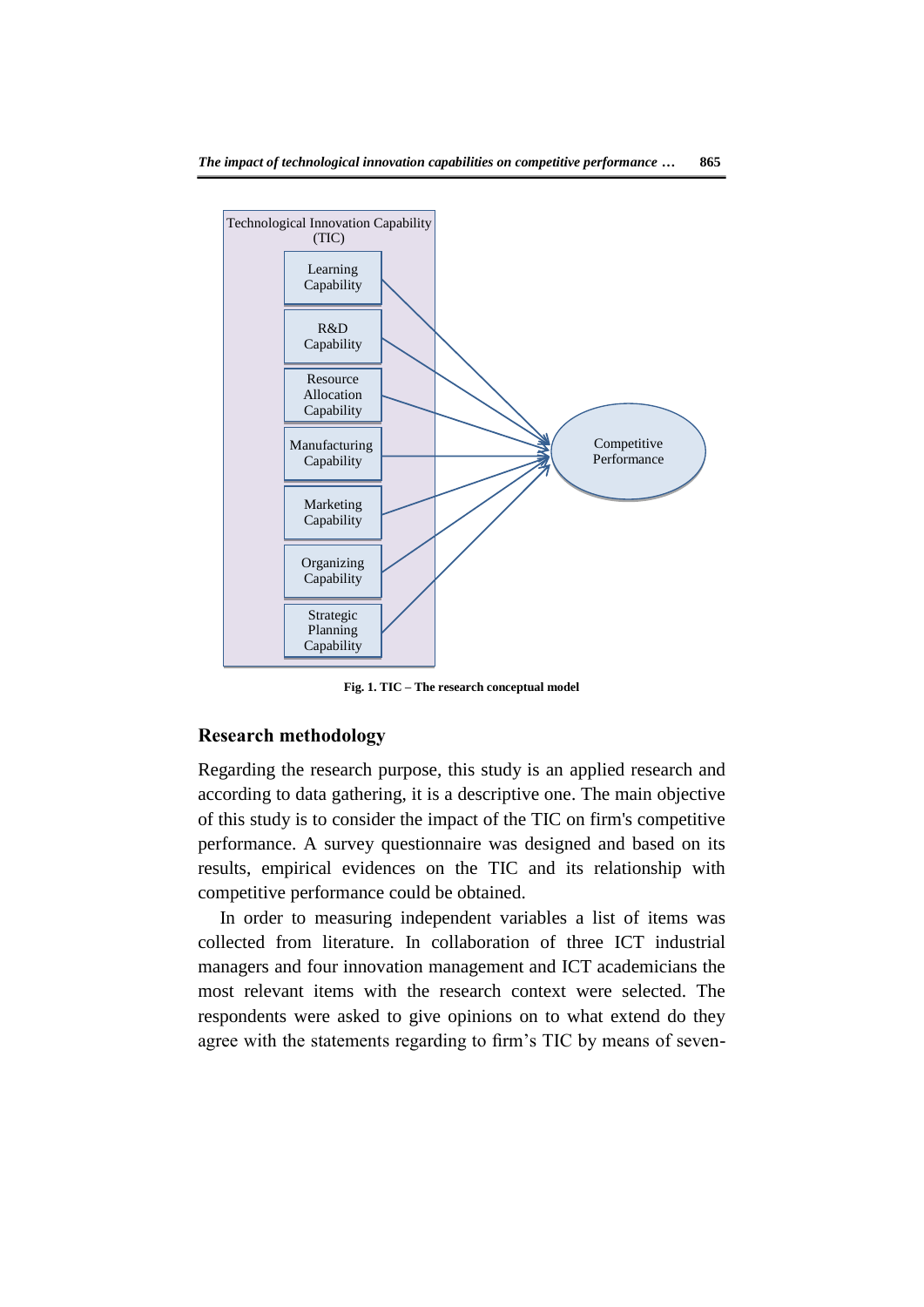Technological Innovation Capability (TIC)

Learning Capability

R&D Capability

Resource Allocation Capability

Manufacturing Capability

Marketing Capability

Organizing Capability

Strategic Planning Capability

Competitive Performance

**Fig. 1. TIC – The research conceptual model**

## Research methodology

Regarding the research purpose, this study is an applied research and according to data gathering, it is a descriptive one. The main objective of this study is to consider the impact of the TIC on firm's competitive performance. A survey questionnaire was designed and based on its results, empirical evidences on the TIC and its relationship with competitive performance could be obtained.

In order to measuring independent variables a list of items was collected from literature. In collaboration of three ICT industrial managers and four innovation management and ICT academicians the most relevant items with the research context were selected. The respondents were asked to give opinions on to what extend do they agree with the statements regarding to firm's TIC by means of seven-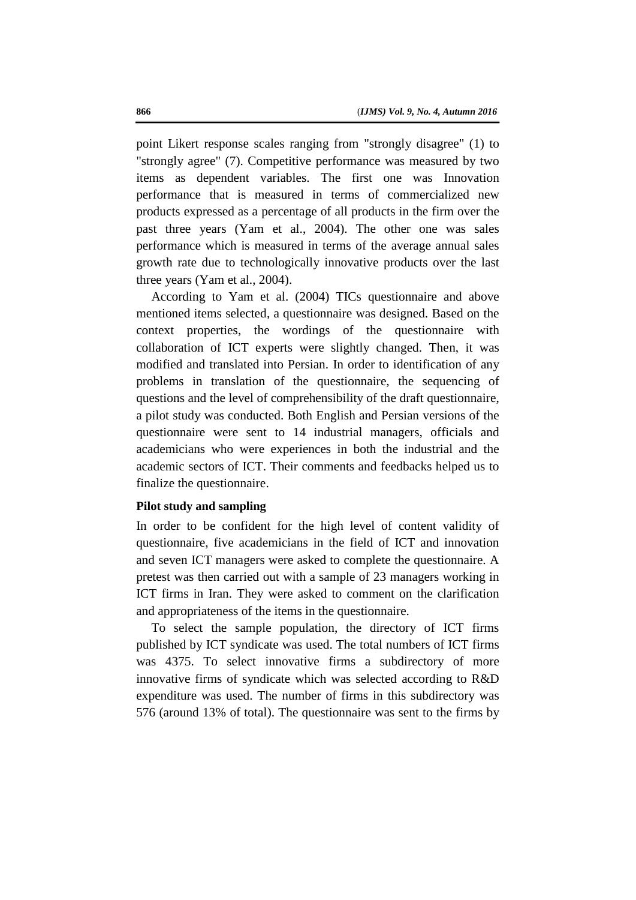point Likert response scales ranging from "strongly disagree" (1) to "strongly agree" (7). Competitive performance was measured by two items as dependent variables. The first one was Innovation performance that is measured in terms of commercialized new products expressed as a percentage of all products in the firm over the past three years (Yam et al., 2004). The other one was sales performance which is measured in terms of the average annual sales growth rate due to technologically innovative products over the last three years (Yam et al., 2004).

According to Yam et al. (2004) TICs questionnaire and above mentioned items selected, a questionnaire was designed. Based on the context properties, the wordings of the questionnaire with collaboration of ICT experts were slightly changed. Then, it was modified and translated into Persian. In order to identification of any problems in translation of the questionnaire, the sequencing of questions and the level of comprehensibility of the draft questionnaire, a pilot study was conducted. Both English and Persian versions of the questionnaire were sent to 14 industrial managers, officials and academicians who were experiences in both the industrial and the academic sectors of ICT. Their comments and feedbacks helped us to finalize the questionnaire.

**Pilot study and sampling**

In order to be confident for the high level of content validity of questionnaire, five academicians in the field of ICT and innovation and seven ICT managers were asked to complete the questionnaire. A pretest was then carried out with a sample of 23 managers working in ICT firms in Iran. They were asked to comment on the clarification and appropriateness of the items in the questionnaire.

To select the sample population, the directory of ICT firms published by ICT syndicate was used. The total numbers of ICT firms was 4375. To select innovative firms a subdirectory of more innovative firms of syndicate which was selected according to R&D expenditure was used. The number of firms in this subdirectory was 576 (around 13% of total). The questionnaire was sent to the firms by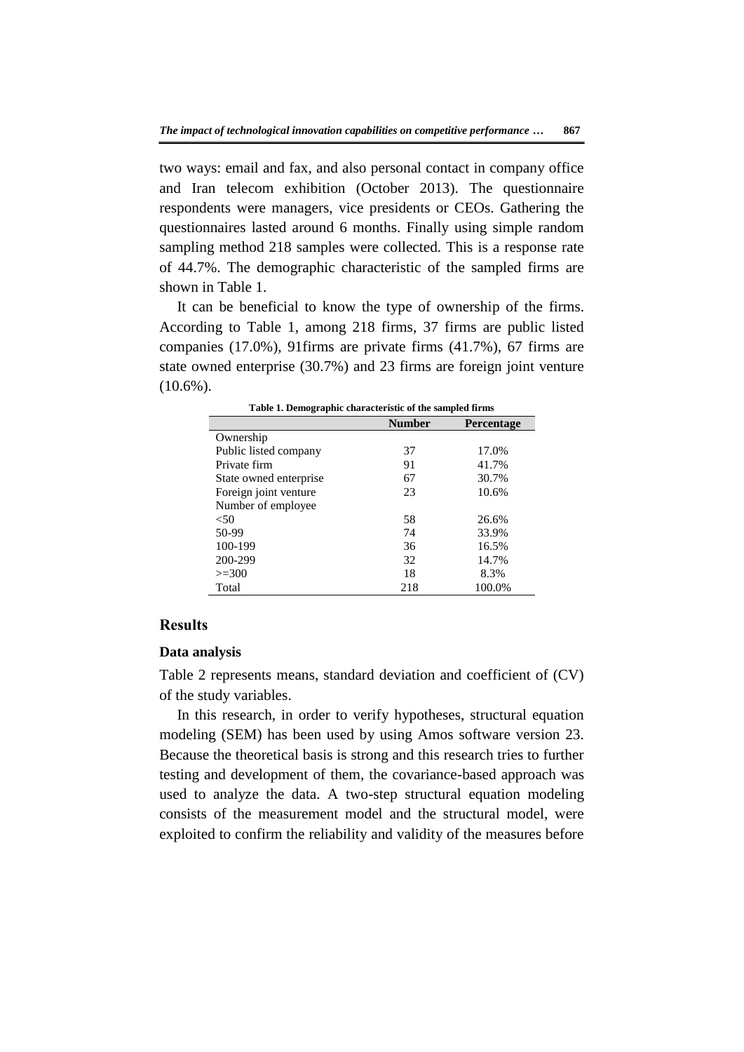two ways: email and fax, and also personal contact in company office and Iran telecom exhibition (October 2013). The questionnaire respondents were managers, vice presidents or CEOs. Gathering the questionnaires lasted around 6 months. Finally using simple random sampling method 218 samples were collected. This is a response rate of 44.7%. The demographic characteristic of the sampled firms are shown in Table 1.

It can be beneficial to know the type of ownership of the firms. According to Table 1, among 218 firms, 37 firms are public listed companies (17.0%), 91firms are private firms (41.7%), 67 firms are state owned enterprise (30.7%) and 23 firms are foreign joint venture (10.6%).

**Table 1. Demographic characteristic of the sampled firms**

| | Number | Percentage |
|---|---|---|
| Ownership | | |
| Public listed company | 37 | 17.0% |
| Private firm | 91 | 41.7% |
| State owned enterprise | 67 | 30.7% |
| Foreign joint venture | 23 | 10.6% |
| Number of employee | | |
| <50 | 58 | 26.6% |
| 50-99 | 74 | 33.9% |
| 100-199 | 36 | 16.5% |
| 200-299 | 32 | 14.7% |
| >=300 | 18 | 8.3% |
| Total | 218 | 100.0% |

## Results

### Data analysis

Table 2 represents means, standard deviation and coefficient of (CV) of the study variables.

In this research, in order to verify hypotheses, structural equation modeling (SEM) has been used by using Amos software version 23. Because the theoretical basis is strong and this research tries to further testing and development of them, the covariance-based approach was used to analyze the data. A two-step structural equation modeling consists of the measurement model and the structural model, were exploited to confirm the reliability and validity of the measures before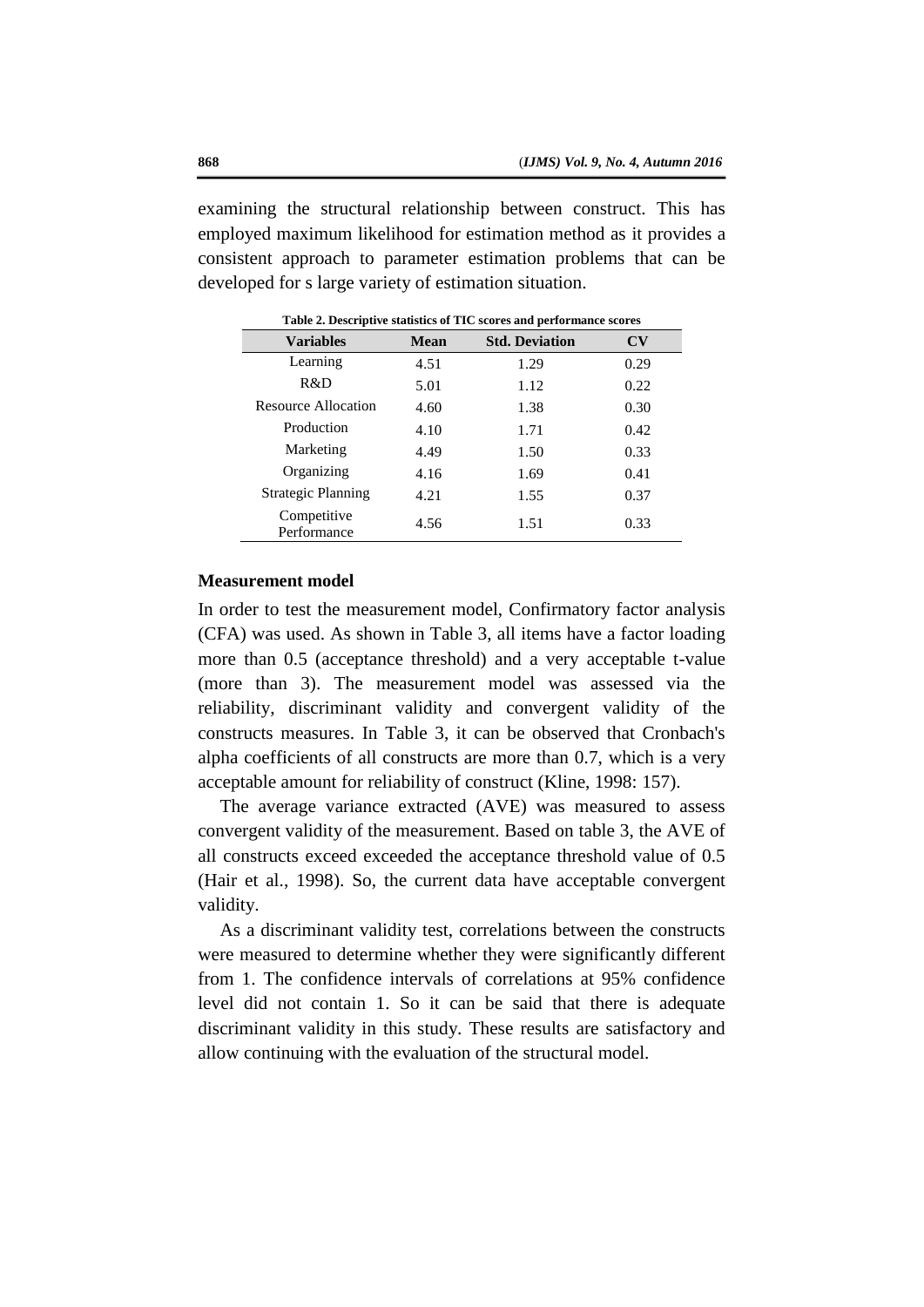examining the structural relationship between construct. This has employed maximum likelihood for estimation method as it provides a consistent approach to parameter estimation problems that can be developed for s large variety of estimation situation.

**Table 2. Descriptive statistics of TIC scores and performance scores**

| Variables | Mean | Std. Deviation | CV |
|---|---|---|---|
| Learning | 4.51 | 1.29 | 0.29 |
| R&D | 5.01 | 1.12 | 0.22 |
| Resource Allocation | 4.60 | 1.38 | 0.30 |
| Production | 4.10 | 1.71 | 0.42 |
| Marketing | 4.49 | 1.50 | 0.33 |
| Organizing | 4.16 | 1.69 | 0.41 |
| Strategic Planning | 4.21 | 1.55 | 0.37 |
| Competitive Performance | 4.56 | 1.51 | 0.33 |

### Measurement model

In order to test the measurement model, Confirmatory factor analysis (CFA) was used. As shown in Table 3, all items have a factor loading more than 0.5 (acceptance threshold) and a very acceptable t-value (more than 3). The measurement model was assessed via the reliability, discriminant validity and convergent validity of the constructs measures. In Table 3, it can be observed that Cronbach's alpha coefficients of all constructs are more than 0.7, which is a very acceptable amount for reliability of construct (Kline, 1998: 157).

The average variance extracted (AVE) was measured to assess convergent validity of the measurement. Based on table 3, the AVE of all constructs exceed exceeded the acceptance threshold value of 0.5 (Hair et al., 1998). So, the current data have acceptable convergent validity.

As a discriminant validity test, correlations between the constructs were measured to determine whether they were significantly different from 1. The confidence intervals of correlations at 95% confidence level did not contain 1. So it can be said that there is adequate discriminant validity in this study. These results are satisfactory and allow continuing with the evaluation of the structural model.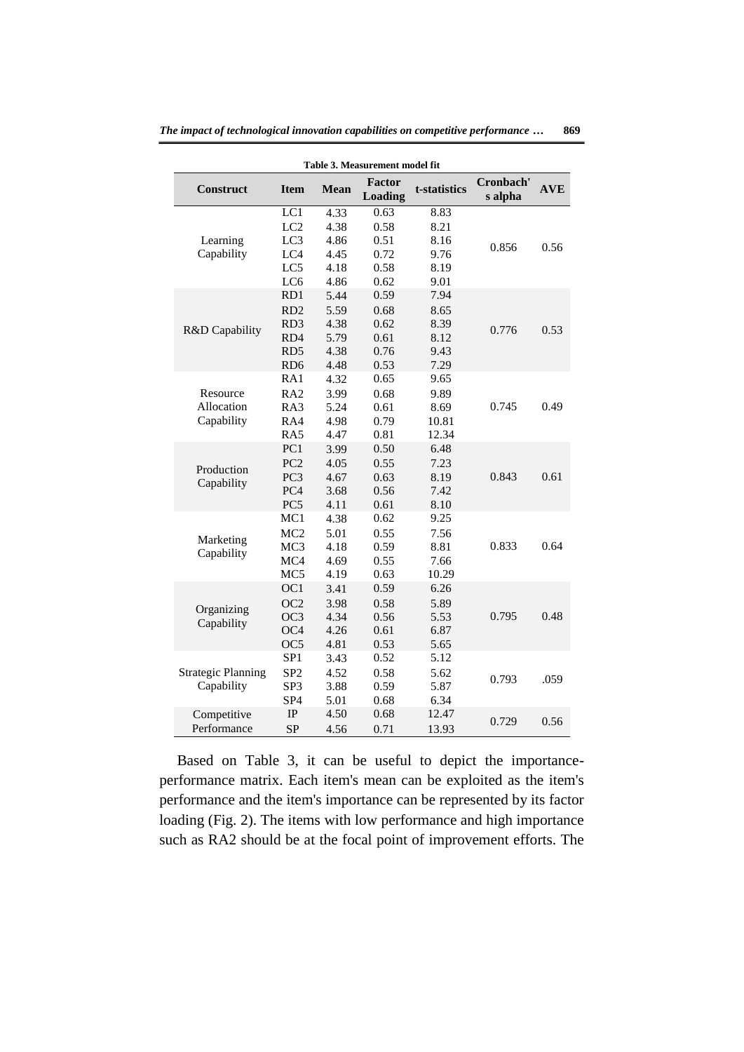**Table 3. Measurement model fit**

| Construct | Item | Mean | Factor Loading | t-statistics | Cronbach's alpha | AVE |
|---|---|---|---|---|---|---|
| Learning Capability | LC1 | 4.33 | 0.63 | 8.83 | 0.856 | 0.56 |
| | LC2 | 4.38 | 0.58 | 8.21 | | |
| | LC3 | 4.86 | 0.51 | 8.16 | | |
| | LC4 | 4.45 | 0.72 | 9.76 | | |
| | LC5 | 4.18 | 0.58 | 8.19 | | |
| | LC6 | 4.86 | 0.62 | 9.01 | | |
| R&D Capability | RD1 | 5.44 | 0.59 | 7.94 | 0.776 | 0.53 |
| | RD2 | 5.59 | 0.68 | 8.65 | | |
| | RD3 | 4.38 | 0.62 | 8.39 | | |
| | RD4 | 5.79 | 0.61 | 8.12 | | |
| | RD5 | 4.38 | 0.76 | 9.43 | | |
| | RD6 | 4.48 | 0.53 | 7.29 | | |
| Resource Allocation Capability | RA1 | 4.32 | 0.65 | 9.65 | 0.745 | 0.49 |
| | RA2 | 3.99 | 0.68 | 9.89 | | |
| | RA3 | 5.24 | 0.61 | 8.69 | | |
| | RA4 | 4.98 | 0.79 | 10.81 | | |
| | RA5 | 4.47 | 0.81 | 12.34 | | |
| Production Capability | PC1 | 3.99 | 0.50 | 6.48 | 0.843 | 0.61 |
| | PC2 | 4.05 | 0.55 | 7.23 | | |
| | PC3 | 4.67 | 0.63 | 8.19 | | |
| | PC4 | 3.68 | 0.56 | 7.42 | | |
| | PC5 | 4.11 | 0.61 | 8.10 | | |
| Marketing Capability | MC1 | 4.38 | 0.62 | 9.25 | 0.833 | 0.64 |
| | MC2 | 5.01 | 0.55 | 7.56 | | |
| | MC3 | 4.18 | 0.59 | 8.81 | | |
| | MC4 | 4.69 | 0.55 | 7.66 | | |
| | MC5 | 4.19 | 0.63 | 10.29 | | |
| Organizing Capability | OC1 | 3.41 | 0.59 | 6.26 | 0.795 | 0.48 |
| | OC2 | 3.98 | 0.58 | 5.89 | | |
| | OC3 | 4.34 | 0.56 | 5.53 | | |
| | OC4 | 4.26 | 0.61 | 6.87 | | |
| | OC5 | 4.81 | 0.53 | 5.65 | | |
| Strategic Planning Capability | SP1 | 3.43 | 0.52 | 5.12 | 0.793 | .059 |
| | SP2 | 4.52 | 0.58 | 5.62 | | |
| | SP3 | 3.88 | 0.59 | 5.87 | | |
| | SP4 | 5.01 | 0.68 | 6.34 | | |
| Competitive Performance | IP | 4.50 | 0.68 | 12.47 | 0.729 | 0.56 |
| | SP | 4.56 | 0.71 | 13.93 | | |

Based on Table 3, it can be useful to depict the importance-performance matrix. Each item's mean can be exploited as the item's performance and the item's importance can be represented by its factor loading (Fig. 2). The items with low performance and high importance such as RA2 should be at the focal point of improvement efforts. The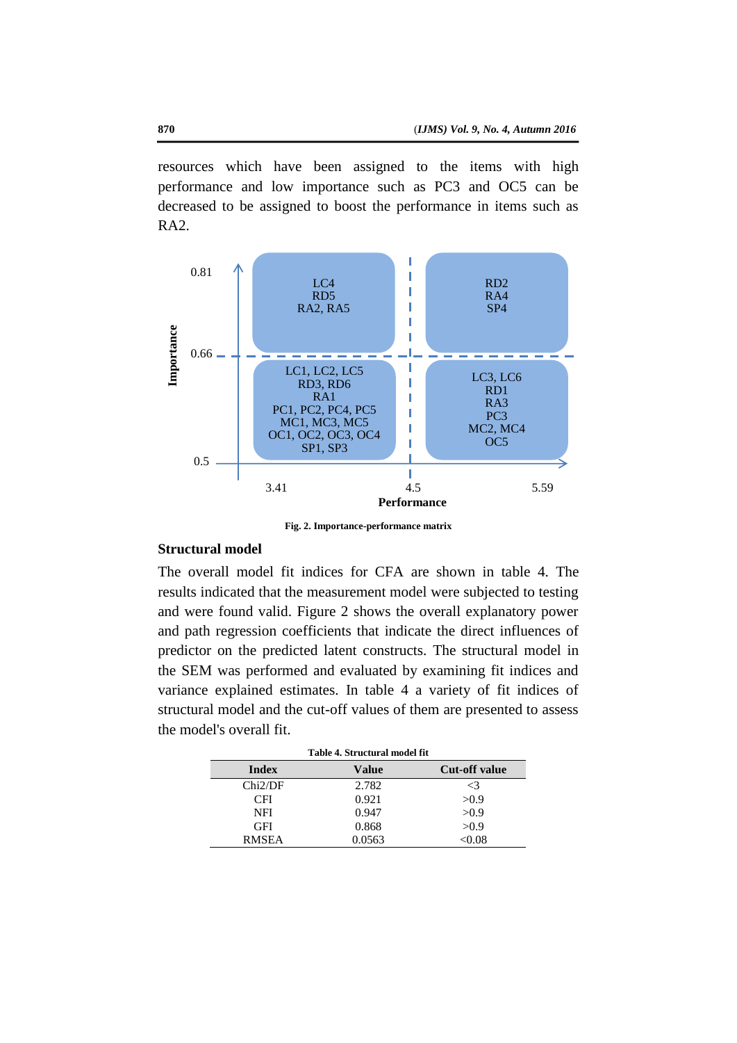resources which have been assigned to the items with high performance and low importance such as PC3 and OC5 can be decreased to be assigned to boost the performance in items such as RA2.

| Importance | Performance 3.41–4.5 | Performance 4.5–5.59 |
|---|---|---|
| 0.66–0.81 | LC4<br>RD5<br>RA2, RA5 | RD2<br>RA4<br>SP4 |
| 0.5–0.66 | LC1, LC2, LC5<br>RD3, RD6<br>RA1<br>PC1, PC2, PC4, PC5<br>MC1, MC3, MC5<br>OC1, OC2, OC3, OC4<br>SP1, SP3 | LC3, LC6<br>RD1<br>RA3<br>PC3<br>MC2, MC4<br>OC5 |

**Fig. 2. Importance-performance matrix**

## Structural model

The overall model fit indices for CFA are shown in table 4. The results indicated that the measurement model were subjected to testing and were found valid. Figure 2 shows the overall explanatory power and path regression coefficients that indicate the direct influences of predictor on the predicted latent constructs. The structural model in the SEM was performed and evaluated by examining fit indices and variance explained estimates. In table 4 a variety of fit indices of structural model and the cut-off values of them are presented to assess the model's overall fit.

**Table 4. Structural model fit**

| Index | Value | Cut-off value |
|---|---|---|
| Chi2/DF | 2.782 | <3 |
| CFI | 0.921 | >0.9 |
| NFI | 0.947 | >0.9 |
| GFI | 0.868 | >0.9 |
| RMSEA | 0.0563 | <0.08 |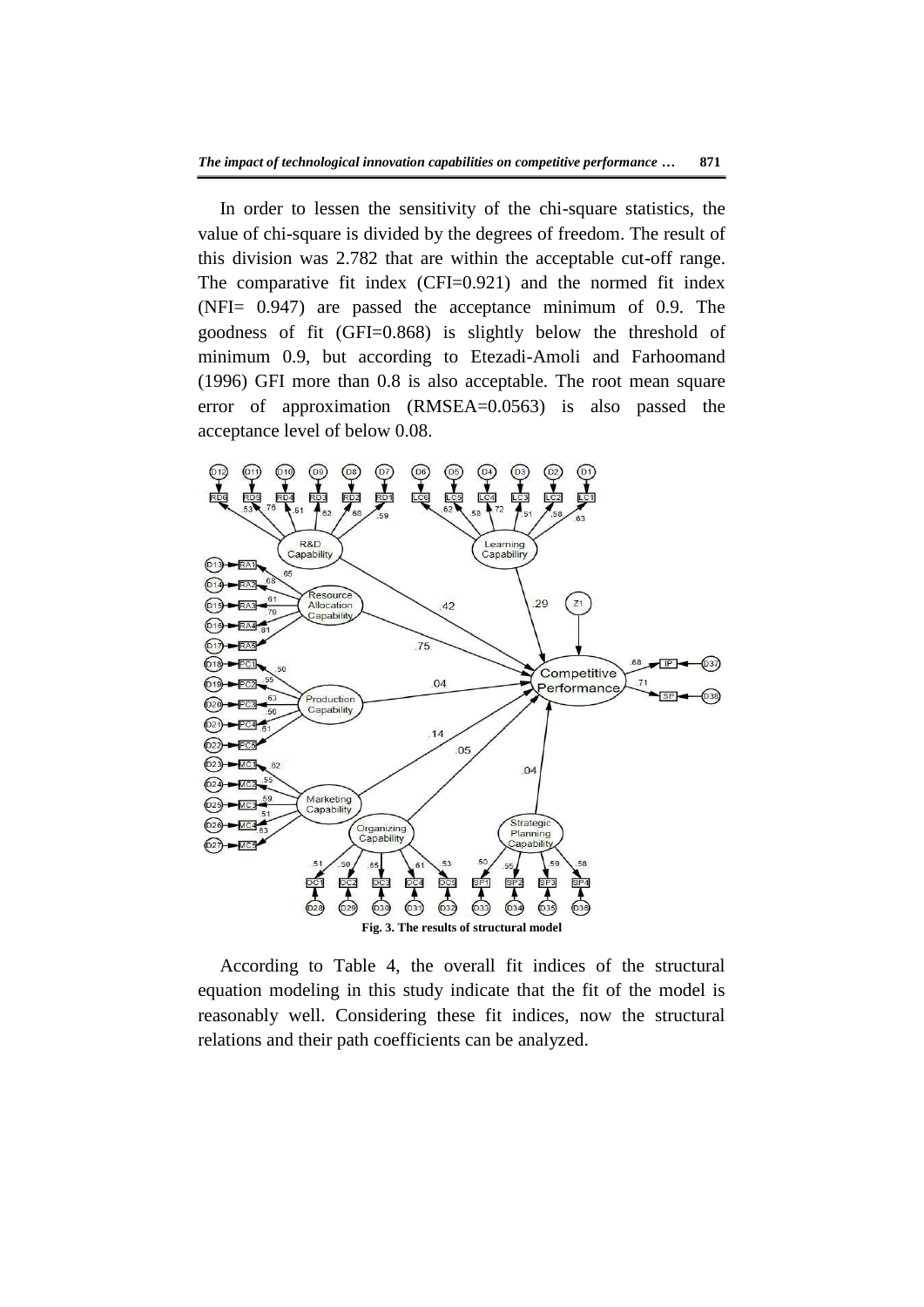In order to lessen the sensitivity of the chi-square statistics, the value of chi-square is divided by the degrees of freedom. The result of this division was 2.782 that are within the acceptable cut-off range. The comparative fit index (CFI=0.921) and the normed fit index (NFI= 0.947) are passed the acceptance minimum of 0.9. The goodness of fit (GFI=0.868) is slightly below the threshold of minimum 0.9, but according to Etezadi-Amoli and Farhoomand (1996) GFI more than 0.8 is also acceptable. The root mean square error of approximation (RMSEA=0.0563) is also passed the acceptance level of below 0.08.

**Fig. 3. The results of structural model**

According to Table 4, the overall fit indices of the structural equation modeling in this study indicate that the fit of the model is reasonably well. Considering these fit indices, now the structural relations and their path coefficients can be analyzed.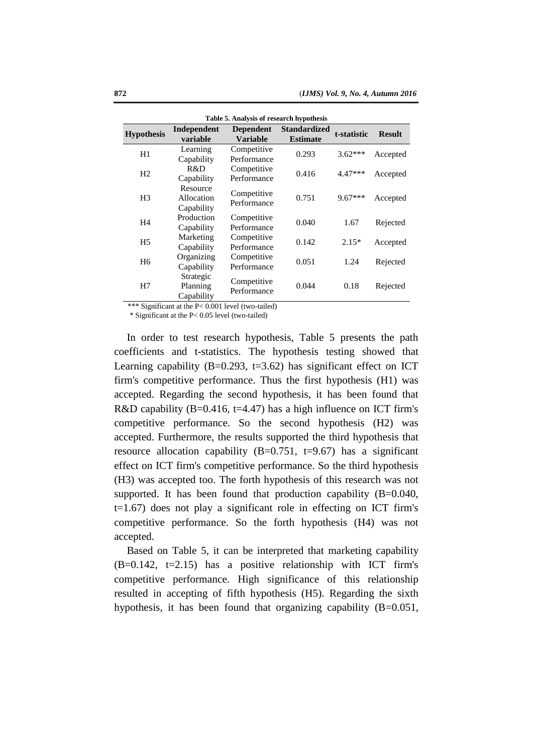**Table 5. Analysis of research hypothesis**

| Hypothesis | Independent variable | Dependent Variable | Standardized Estimate | t-statistic | Result |
|---|---|---|---|---|---|
| H1 | Learning Capability | Competitive Performance | 0.293 | 3.62*** | Accepted |
| H2 | R&D Capability | Competitive Performance | 0.416 | 4.47*** | Accepted |
| H3 | Resource Allocation Capability | Competitive Performance | 0.751 | 9.67*** | Accepted |
| H4 | Production Capability | Competitive Performance | 0.040 | 1.67 | Rejected |
| H5 | Marketing Capability | Competitive Performance | 0.142 | 2.15* | Accepted |
| H6 | Organizing Capability | Competitive Performance | 0.051 | 1.24 | Rejected |
| H7 | Strategic Planning Capability | Competitive Performance | 0.044 | 0.18 | Rejected |

*** Significant at the $P < 0.001$ level (two-tailed)

\* Significant at the $P < 0.05$ level (two-tailed)

In order to test research hypothesis, Table 5 presents the path coefficients and t-statistics. The hypothesis testing showed that Learning capability (B=0.293, t=3.62) has significant effect on ICT firm's competitive performance. Thus the first hypothesis (H1) was accepted. Regarding the second hypothesis, it has been found that R&D capability (B=0.416, t=4.47) has a high influence on ICT firm's competitive performance. So the second hypothesis (H2) was accepted. Furthermore, the results supported the third hypothesis that resource allocation capability (B=0.751, t=9.67) has a significant effect on ICT firm's competitive performance. So the third hypothesis (H3) was accepted too. The forth hypothesis of this research was not supported. It has been found that production capability (B=0.040, t=1.67) does not play a significant role in effecting on ICT firm's competitive performance. So the forth hypothesis (H4) was not accepted.

Based on Table 5, it can be interpreted that marketing capability (B=0.142, t=2.15) has a positive relationship with ICT firm's competitive performance. High significance of this relationship resulted in accepting of fifth hypothesis (H5). Regarding the sixth hypothesis, it has been found that organizing capability (B=0.051,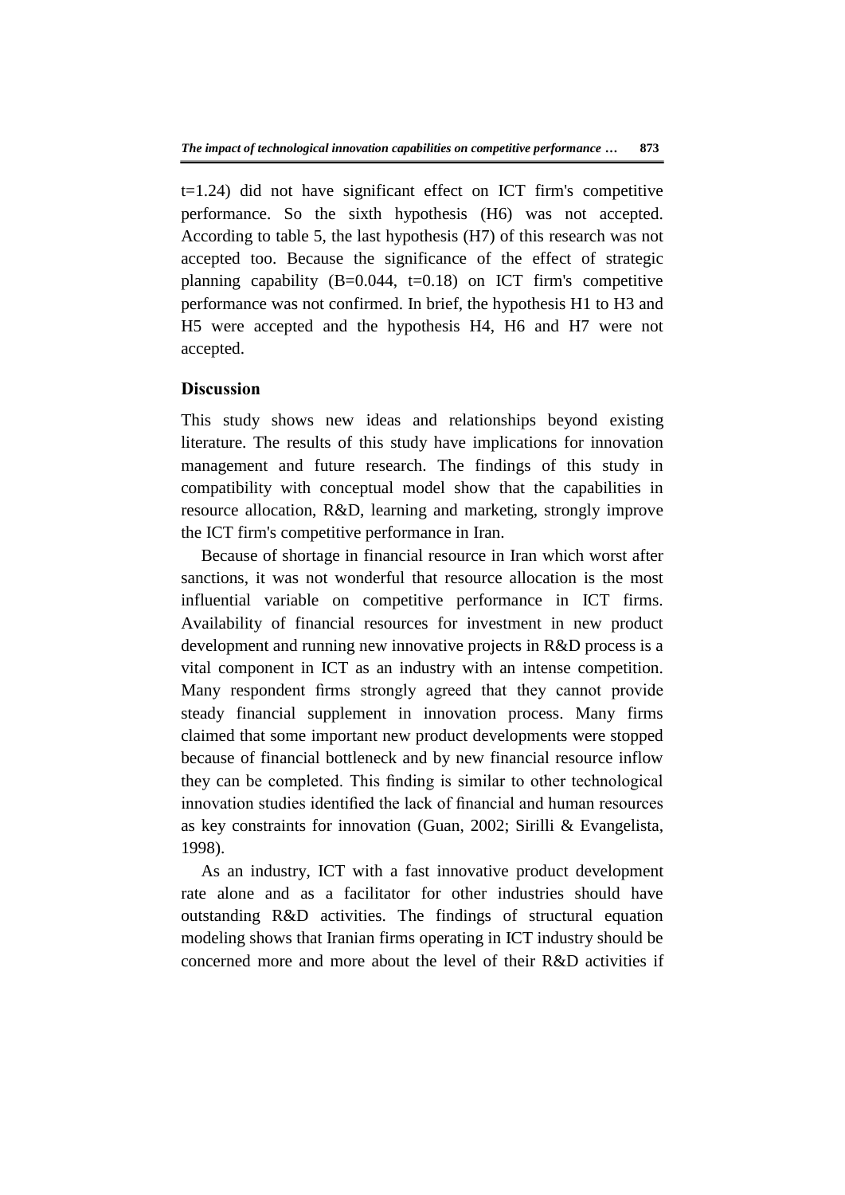t=1.24) did not have significant effect on ICT firm's competitive performance. So the sixth hypothesis (H6) was not accepted. According to table 5, the last hypothesis (H7) of this research was not accepted too. Because the significance of the effect of strategic planning capability (B=0.044, t=0.18) on ICT firm's competitive performance was not confirmed. In brief, the hypothesis H1 to H3 and H5 were accepted and the hypothesis H4, H6 and H7 were not accepted.

## Discussion

This study shows new ideas and relationships beyond existing literature. The results of this study have implications for innovation management and future research. The findings of this study in compatibility with conceptual model show that the capabilities in resource allocation, R&D, learning and marketing, strongly improve the ICT firm's competitive performance in Iran.

Because of shortage in financial resource in Iran which worst after sanctions, it was not wonderful that resource allocation is the most influential variable on competitive performance in ICT firms. Availability of financial resources for investment in new product development and running new innovative projects in R&D process is a vital component in ICT as an industry with an intense competition. Many respondent firms strongly agreed that they cannot provide steady financial supplement in innovation process. Many firms claimed that some important new product developments were stopped because of financial bottleneck and by new financial resource inflow they can be completed. This finding is similar to other technological innovation studies identified the lack of financial and human resources as key constraints for innovation (Guan, 2002; Sirilli & Evangelista, 1998).

As an industry, ICT with a fast innovative product development rate alone and as a facilitator for other industries should have outstanding R&D activities. The findings of structural equation modeling shows that Iranian firms operating in ICT industry should be concerned more and more about the level of their R&D activities if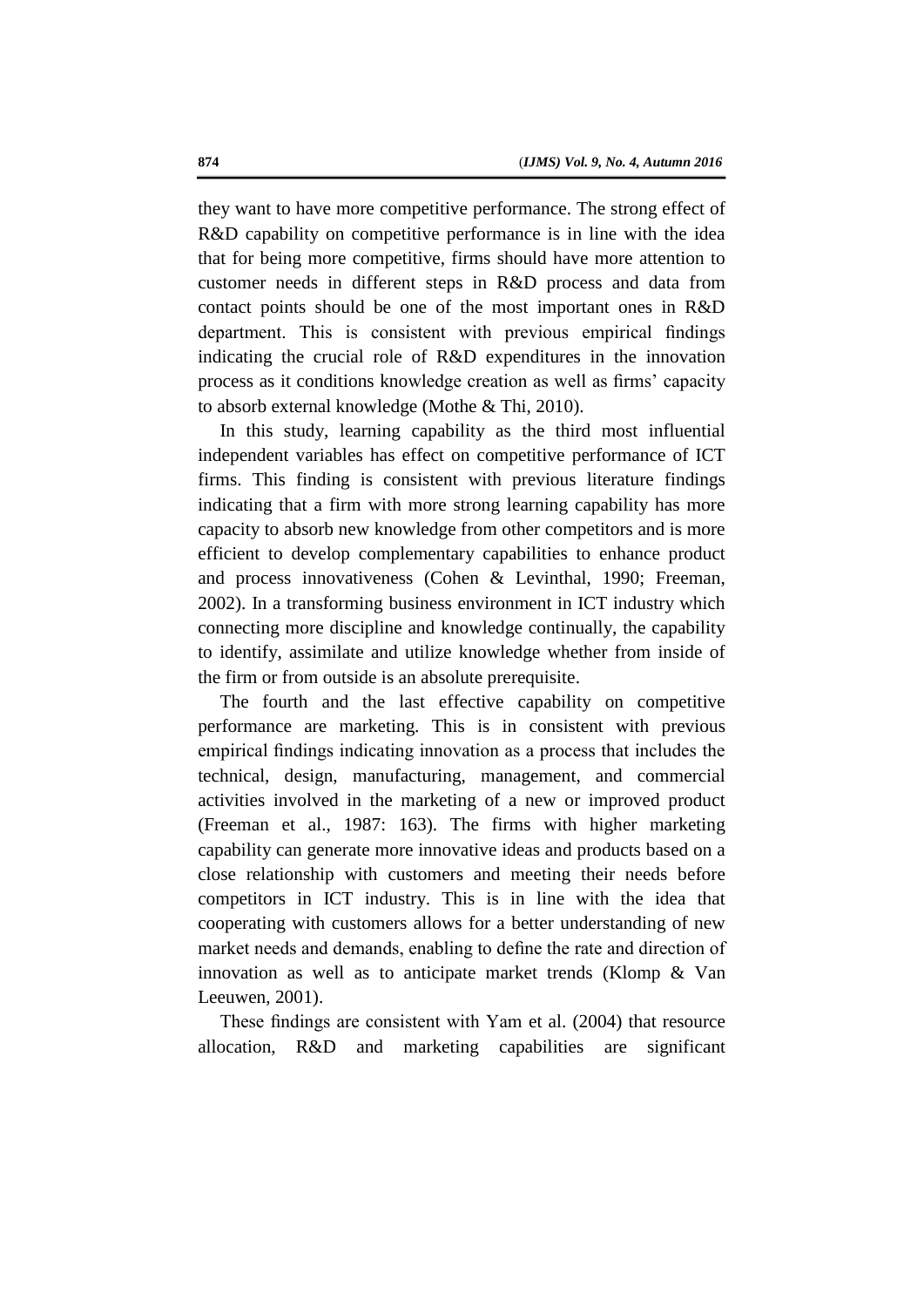they want to have more competitive performance. The strong effect of R&D capability on competitive performance is in line with the idea that for being more competitive, firms should have more attention to customer needs in different steps in R&D process and data from contact points should be one of the most important ones in R&D department. This is consistent with previous empirical findings indicating the crucial role of R&D expenditures in the innovation process as it conditions knowledge creation as well as firms' capacity to absorb external knowledge (Mothe & Thi, 2010).

In this study, learning capability as the third most influential independent variables has effect on competitive performance of ICT firms. This finding is consistent with previous literature findings indicating that a firm with more strong learning capability has more capacity to absorb new knowledge from other competitors and is more efficient to develop complementary capabilities to enhance product and process innovativeness (Cohen & Levinthal, 1990; Freeman, 2002). In a transforming business environment in ICT industry which connecting more discipline and knowledge continually, the capability to identify, assimilate and utilize knowledge whether from inside of the firm or from outside is an absolute prerequisite.

The fourth and the last effective capability on competitive performance are marketing. This is in consistent with previous empirical findings indicating innovation as a process that includes the technical, design, manufacturing, management, and commercial activities involved in the marketing of a new or improved product (Freeman et al., 1987: 163). The firms with higher marketing capability can generate more innovative ideas and products based on a close relationship with customers and meeting their needs before competitors in ICT industry. This is in line with the idea that cooperating with customers allows for a better understanding of new market needs and demands, enabling to define the rate and direction of innovation as well as to anticipate market trends (Klomp & Van Leeuwen, 2001).

These findings are consistent with Yam et al. (2004) that resource allocation, R&D and marketing capabilities are significant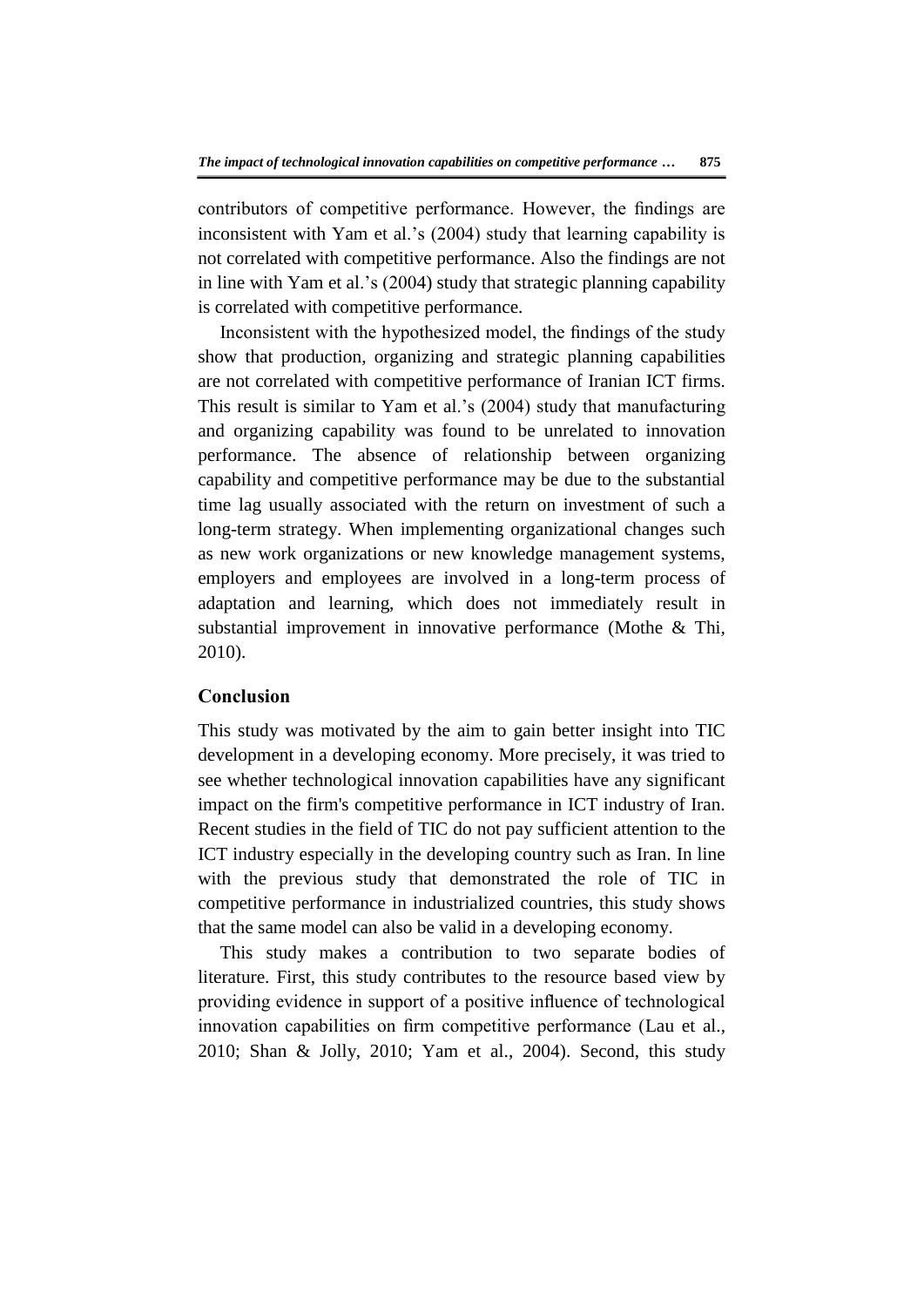contributors of competitive performance. However, the findings are inconsistent with Yam et al.'s (2004) study that learning capability is not correlated with competitive performance. Also the findings are not in line with Yam et al.'s (2004) study that strategic planning capability is correlated with competitive performance.

Inconsistent with the hypothesized model, the findings of the study show that production, organizing and strategic planning capabilities are not correlated with competitive performance of Iranian ICT firms. This result is similar to Yam et al.'s (2004) study that manufacturing and organizing capability was found to be unrelated to innovation performance. The absence of relationship between organizing capability and competitive performance may be due to the substantial time lag usually associated with the return on investment of such a long-term strategy. When implementing organizational changes such as new work organizations or new knowledge management systems, employers and employees are involved in a long-term process of adaptation and learning, which does not immediately result in substantial improvement in innovative performance (Mothe & Thi, 2010).

## Conclusion

This study was motivated by the aim to gain better insight into TIC development in a developing economy. More precisely, it was tried to see whether technological innovation capabilities have any significant impact on the firm's competitive performance in ICT industry of Iran. Recent studies in the field of TIC do not pay sufficient attention to the ICT industry especially in the developing country such as Iran. In line with the previous study that demonstrated the role of TIC in competitive performance in industrialized countries, this study shows that the same model can also be valid in a developing economy.

This study makes a contribution to two separate bodies of literature. First, this study contributes to the resource based view by providing evidence in support of a positive influence of technological innovation capabilities on firm competitive performance (Lau et al., 2010; Shan & Jolly, 2010; Yam et al., 2004). Second, this study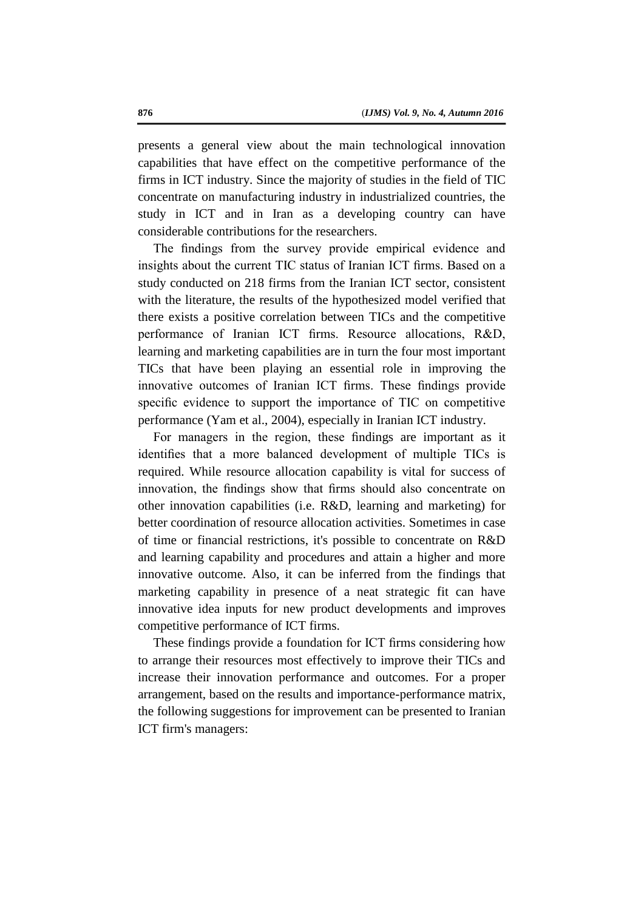presents a general view about the main technological innovation capabilities that have effect on the competitive performance of the firms in ICT industry. Since the majority of studies in the field of TIC concentrate on manufacturing industry in industrialized countries, the study in ICT and in Iran as a developing country can have considerable contributions for the researchers.

The findings from the survey provide empirical evidence and insights about the current TIC status of Iranian ICT firms. Based on a study conducted on 218 firms from the Iranian ICT sector, consistent with the literature, the results of the hypothesized model verified that there exists a positive correlation between TICs and the competitive performance of Iranian ICT firms. Resource allocations, R&D, learning and marketing capabilities are in turn the four most important TICs that have been playing an essential role in improving the innovative outcomes of Iranian ICT firms. These findings provide specific evidence to support the importance of TIC on competitive performance (Yam et al., 2004), especially in Iranian ICT industry.

For managers in the region, these findings are important as it identifies that a more balanced development of multiple TICs is required. While resource allocation capability is vital for success of innovation, the findings show that firms should also concentrate on other innovation capabilities (i.e. R&D, learning and marketing) for better coordination of resource allocation activities. Sometimes in case of time or financial restrictions, it's possible to concentrate on R&D and learning capability and procedures and attain a higher and more innovative outcome. Also, it can be inferred from the findings that marketing capability in presence of a neat strategic fit can have innovative idea inputs for new product developments and improves competitive performance of ICT firms.

These findings provide a foundation for ICT firms considering how to arrange their resources most effectively to improve their TICs and increase their innovation performance and outcomes. For a proper arrangement, based on the results and importance-performance matrix, the following suggestions for improvement can be presented to Iranian ICT firm's managers: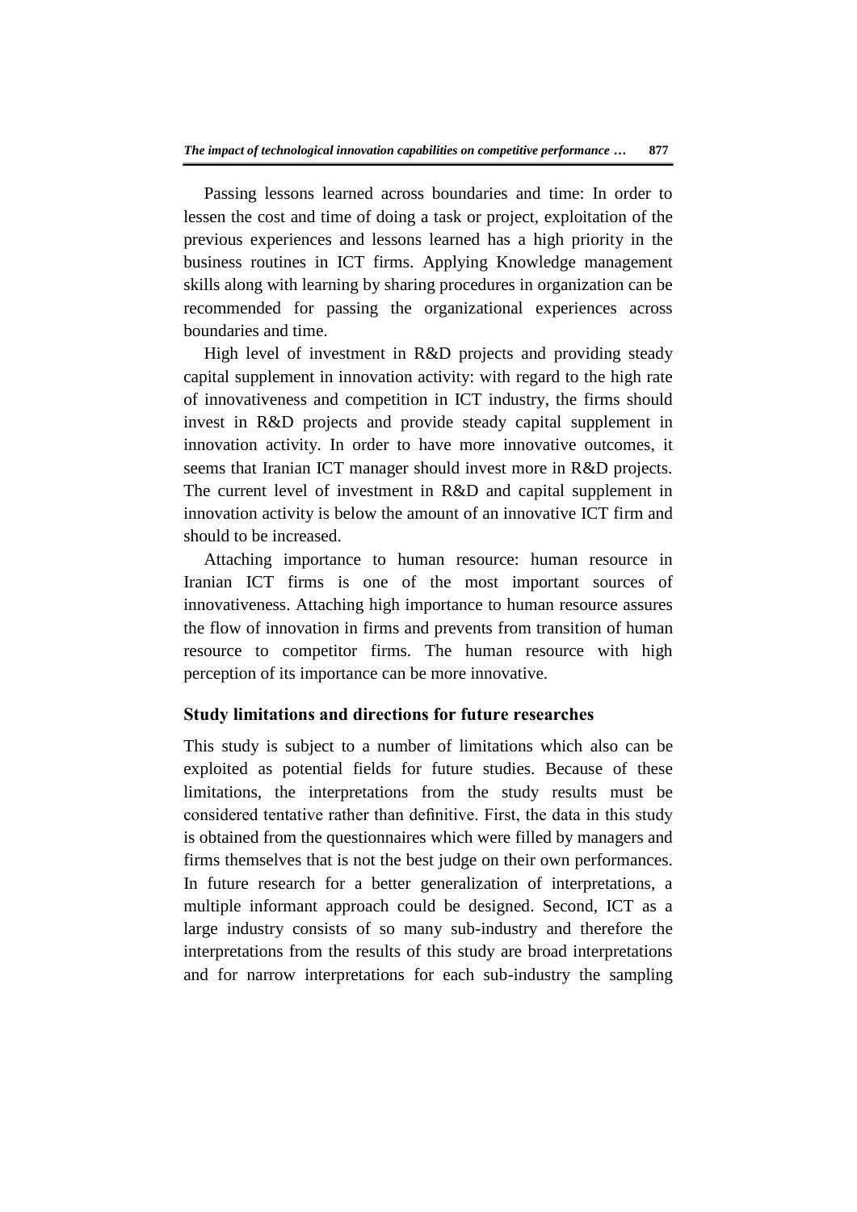Passing lessons learned across boundaries and time: In order to lessen the cost and time of doing a task or project, exploitation of the previous experiences and lessons learned has a high priority in the business routines in ICT firms. Applying Knowledge management skills along with learning by sharing procedures in organization can be recommended for passing the organizational experiences across boundaries and time.

High level of investment in R&D projects and providing steady capital supplement in innovation activity: with regard to the high rate of innovativeness and competition in ICT industry, the firms should invest in R&D projects and provide steady capital supplement in innovation activity. In order to have more innovative outcomes, it seems that Iranian ICT manager should invest more in R&D projects. The current level of investment in R&D and capital supplement in innovation activity is below the amount of an innovative ICT firm and should to be increased.

Attaching importance to human resource: human resource in Iranian ICT firms is one of the most important sources of innovativeness. Attaching high importance to human resource assures the flow of innovation in firms and prevents from transition of human resource to competitor firms. The human resource with high perception of its importance can be more innovative.

## Study limitations and directions for future researches

This study is subject to a number of limitations which also can be exploited as potential fields for future studies. Because of these limitations, the interpretations from the study results must be considered tentative rather than definitive. First, the data in this study is obtained from the questionnaires which were filled by managers and firms themselves that is not the best judge on their own performances. In future research for a better generalization of interpretations, a multiple informant approach could be designed. Second, ICT as a large industry consists of so many sub-industry and therefore the interpretations from the results of this study are broad interpretations and for narrow interpretations for each sub-industry the sampling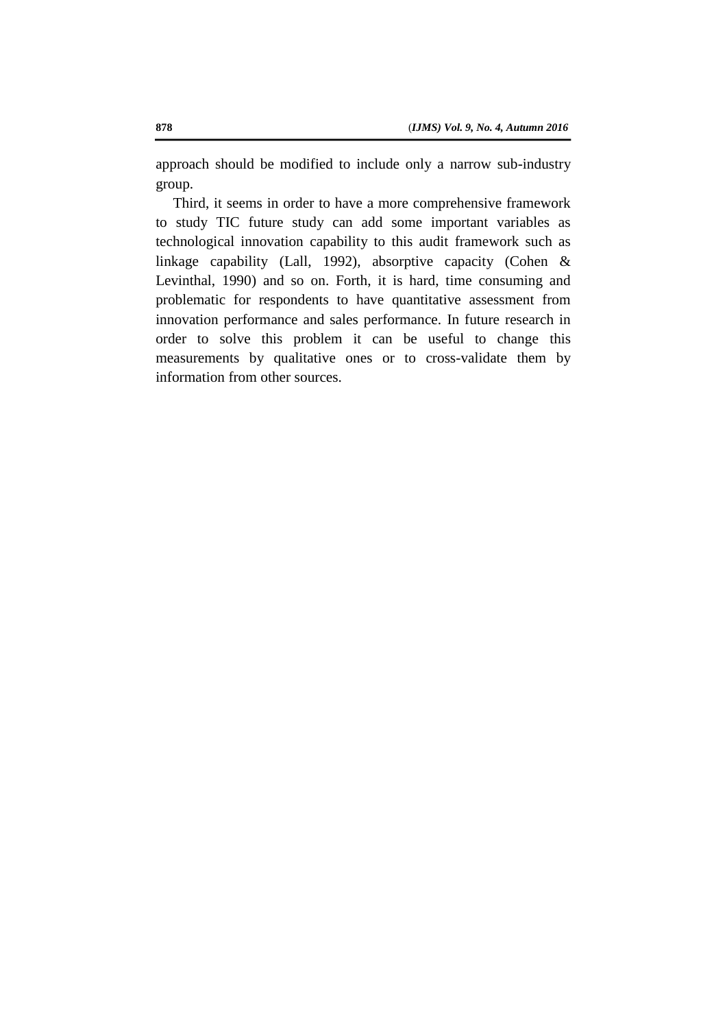approach should be modified to include only a narrow sub-industry group.

Third, it seems in order to have a more comprehensive framework to study TIC future study can add some important variables as technological innovation capability to this audit framework such as linkage capability (Lall, 1992), absorptive capacity (Cohen & Levinthal, 1990) and so on. Forth, it is hard, time consuming and problematic for respondents to have quantitative assessment from innovation performance and sales performance. In future research in order to solve this problem it can be useful to change this measurements by qualitative ones or to cross-validate them by information from other sources.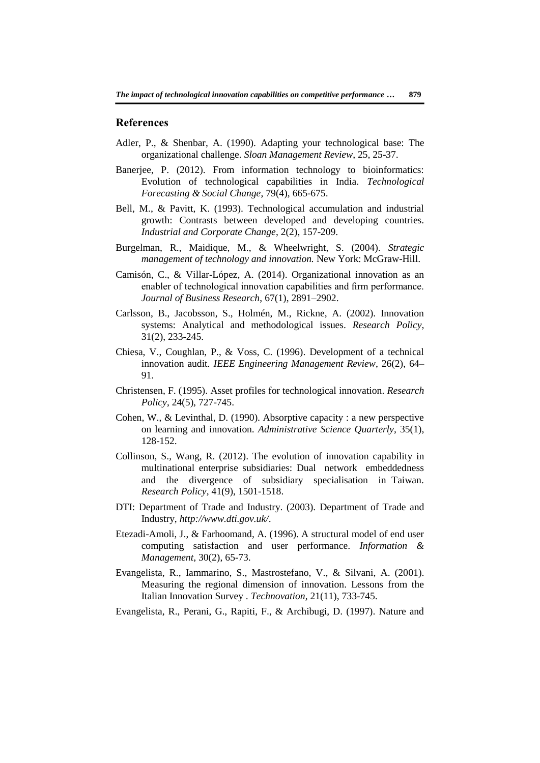## References

Adler, P., & Shenbar, A. (1990). Adapting your technological base: The organizational challenge. *Sloan Management Review*, 25, 25-37.

Banerjee, P. (2012). From information technology to bioinformatics: Evolution of technological capabilities in India. *Technological Forecasting & Social Change*, 79(4), 665-675.

Bell, M., & Pavitt, K. (1993). Technological accumulation and industrial growth: Contrasts between developed and developing countries. *Industrial and Corporate Change*, 2(2), 157-209.

Burgelman, R., Maidique, M., & Wheelwright, S. (2004). *Strategic management of technology and innovation.* New York: McGraw-Hill.

Camisón, C., & Villar-López, A. (2014). Organizational innovation as an enabler of technological innovation capabilities and firm performance. *Journal of Business Research*, 67(1), 2891–2902.

Carlsson, B., Jacobsson, S., Holmén, M., Rickne, A. (2002). Innovation systems: Analytical and methodological issues. *Research Policy*, 31(2), 233-245.

Chiesa, V., Coughlan, P., & Voss, C. (1996). Development of a technical innovation audit. *IEEE Engineering Management Review*, 26(2), 64–91.

Christensen, F. (1995). Asset profiles for technological innovation. *Research Policy*, 24(5), 727-745.

Cohen, W., & Levinthal, D. (1990). Absorptive capacity : a new perspective on learning and innovation. *Administrative Science Quarterly*, 35(1), 128-152.

Collinson, S., Wang, R. (2012). The evolution of innovation capability in multinational enterprise subsidiaries: Dual network embeddedness and the divergence of subsidiary specialisation in Taiwan. *Research Policy*, 41(9), 1501-1518.

DTI: Department of Trade and Industry. (2003). Department of Trade and Industry, *http://www.dti.gov.uk/*.

Etezadi-Amoli, J., & Farhoomand, A. (1996). A structural model of end user computing satisfaction and user performance. *Information & Management*, 30(2), 65-73.

Evangelista, R., Iammarino, S., Mastrostefano, V., & Silvani, A. (2001). Measuring the regional dimension of innovation. Lessons from the Italian Innovation Survey . *Technovation*, 21(11), 733-745.

Evangelista, R., Perani, G., Rapiti, F., & Archibugi, D. (1997). Nature and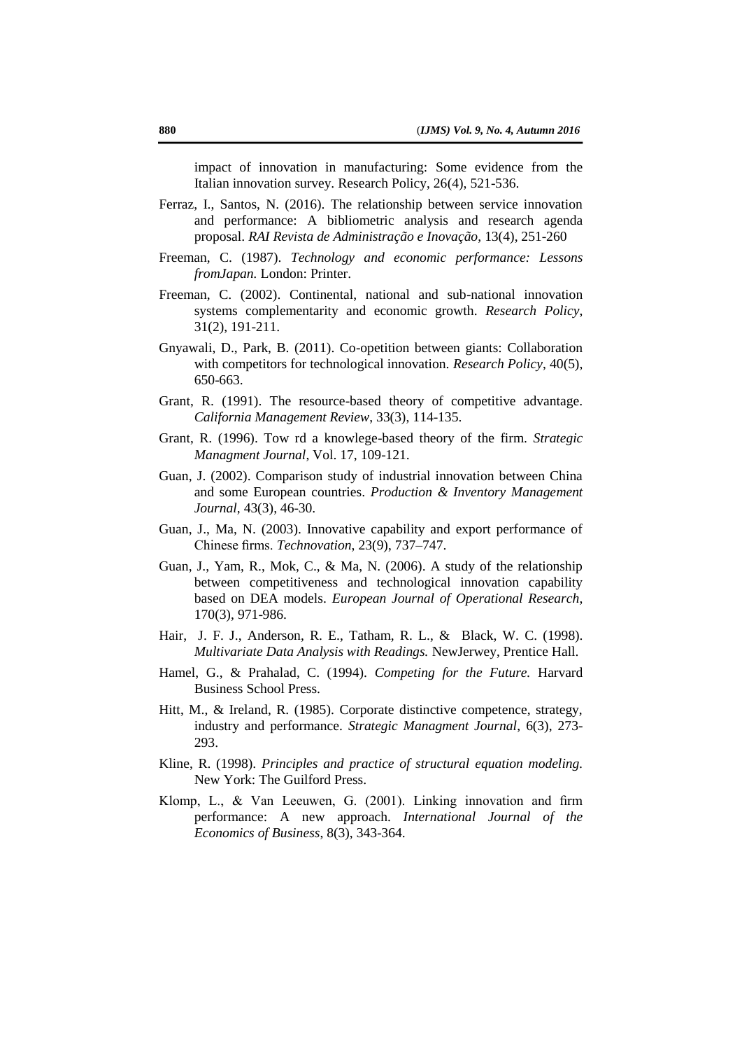impact of innovation in manufacturing: Some evidence from the Italian innovation survey. Research Policy, 26(4), 521-536.

Ferraz, I., Santos, N. (2016). The relationship between service innovation and performance: A bibliometric analysis and research agenda proposal. *RAI Revista de Administração e Inovação*, 13(4), 251-260

Freeman, C. (1987). *Technology and economic performance: Lessons fromJapan*. London: Printer.

Freeman, C. (2002). Continental, national and sub-national innovation systems complementarity and economic growth. *Research Policy*, 31(2), 191-211.

Gnyawali, D., Park, B. (2011). Co-opetition between giants: Collaboration with competitors for technological innovation. *Research Policy*, 40(5), 650-663.

Grant, R. (1991). The resource-based theory of competitive advantage. *California Management Review*, 33(3), 114-135.

Grant, R. (1996). Tow rd a knowlege-based theory of the firm. *Strategic Managment Journal*, Vol. 17, 109-121.

Guan, J. (2002). Comparison study of industrial innovation between China and some European countries. *Production & Inventory Management Journal*, 43(3), 46-30.

Guan, J., Ma, N. (2003). Innovative capability and export performance of Chinese firms. *Technovation*, 23(9), 737–747.

Guan, J., Yam, R., Mok, C., & Ma, N. (2006). A study of the relationship between competitiveness and technological innovation capability based on DEA models. *European Journal of Operational Research*, 170(3), 971-986.

Hair, J. F. J., Anderson, R. E., Tatham, R. L., & Black, W. C. (1998). *Multivariate Data Analysis with Readings.* NewJerwey, Prentice Hall.

Hamel, G., & Prahalad, C. (1994). *Competing for the Future.* Harvard Business School Press.

Hitt, M., & Ireland, R. (1985). Corporate distinctive competence, strategy, industry and performance. *Strategic Managment Journal*, 6(3), 273-293.

Kline, R. (1998). *Principles and practice of structural equation modeling.* New York: The Guilford Press.

Klomp, L., & Van Leeuwen, G. (2001). Linking innovation and firm performance: A new approach. *International Journal of the Economics of Business*, 8(3), 343-364.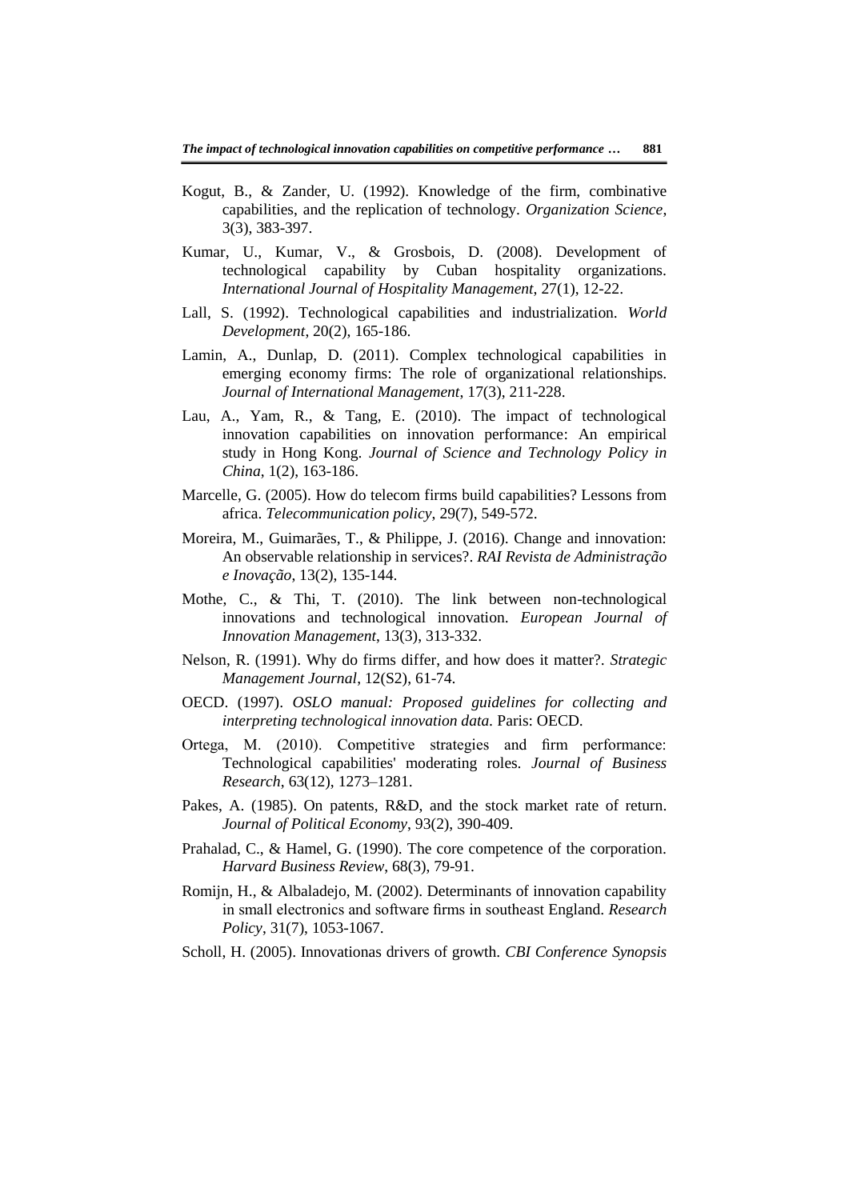Kogut, B., & Zander, U. (1992). Knowledge of the firm, combinative capabilities, and the replication of technology. *Organization Science*, 3(3), 383-397.

Kumar, U., Kumar, V., & Grosbois, D. (2008). Development of technological capability by Cuban hospitality organizations. *International Journal of Hospitality Management*, 27(1), 12-22.

Lall, S. (1992). Technological capabilities and industrialization. *World Development*, 20(2), 165-186.

Lamin, A., Dunlap, D. (2011). Complex technological capabilities in emerging economy firms: The role of organizational relationships. *Journal of International Management*, 17(3), 211-228.

Lau, A., Yam, R., & Tang, E. (2010). The impact of technological innovation capabilities on innovation performance: An empirical study in Hong Kong. *Journal of Science and Technology Policy in China*, 1(2), 163-186.

Marcelle, G. (2005). How do telecom firms build capabilities? Lessons from africa. *Telecommunication policy*, 29(7), 549-572.

Moreira, M., Guimarães, T., & Philippe, J. (2016). Change and innovation: An observable relationship in services?. *RAI Revista de Administração e Inovação*, 13(2), 135-144.

Mothe, C., & Thi, T. (2010). The link between non-technological innovations and technological innovation. *European Journal of Innovation Management*, 13(3), 313-332.

Nelson, R. (1991). Why do firms differ, and how does it matter?. *Strategic Management Journal*, 12(S2), 61-74.

OECD. (1997). *OSLO manual: Proposed guidelines for collecting and interpreting technological innovation data*. Paris: OECD.

Ortega, M. (2010). Competitive strategies and firm performance: Technological capabilities' moderating roles. *Journal of Business Research*, 63(12), 1273–1281.

Pakes, A. (1985). On patents, R&D, and the stock market rate of return. *Journal of Political Economy*, 93(2), 390-409.

Prahalad, C., & Hamel, G. (1990). The core competence of the corporation. *Harvard Business Review*, 68(3), 79-91.

Romijn, H., & Albaladejo, M. (2002). Determinants of innovation capability in small electronics and software firms in southeast England. *Research Policy*, 31(7), 1053-1067.

Scholl, H. (2005). Innovationas drivers of growth. *CBI Conference Synopsis*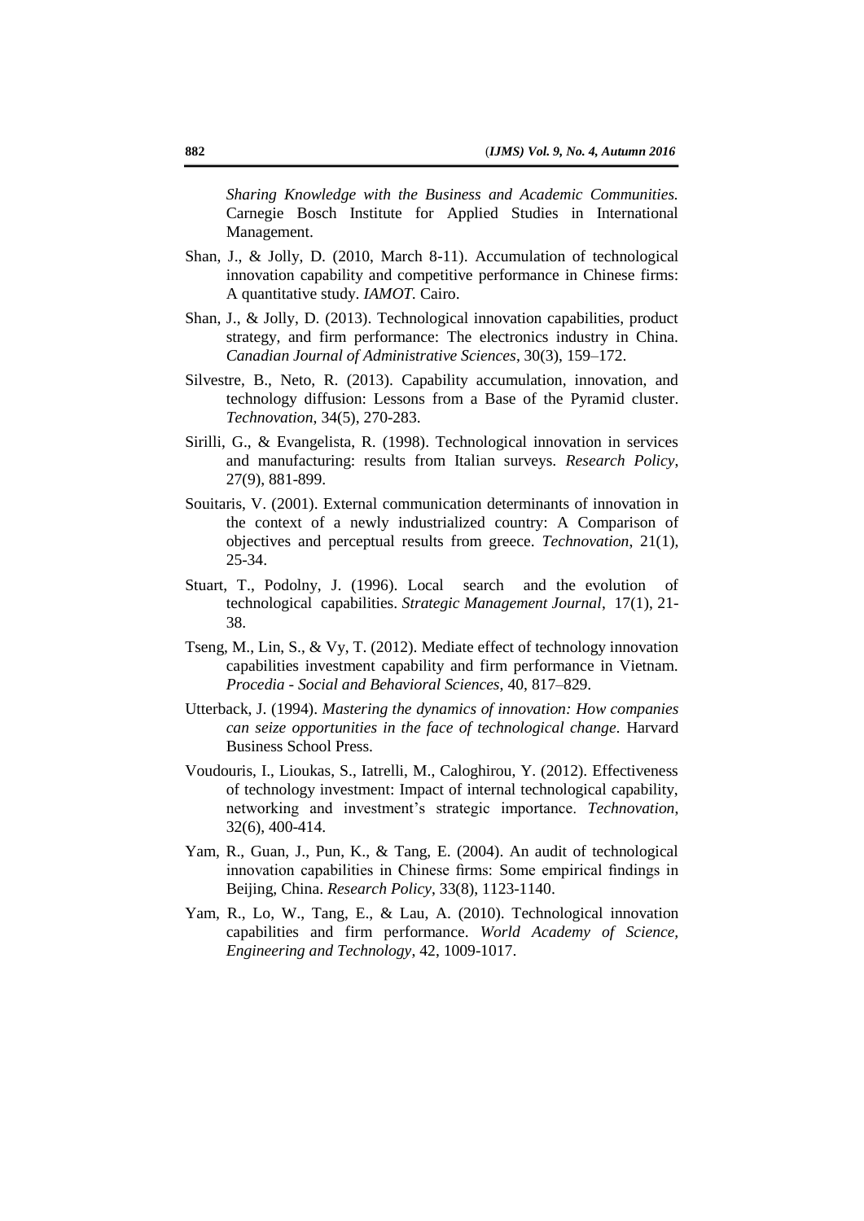*Sharing Knowledge with the Business and Academic Communities.* Carnegie Bosch Institute for Applied Studies in International Management.

Shan, J., & Jolly, D. (2010, March 8-11). Accumulation of technological innovation capability and competitive performance in Chinese firms: A quantitative study. *IAMOT.* Cairo.

Shan, J., & Jolly, D. (2013). Technological innovation capabilities, product strategy, and firm performance: The electronics industry in China. *Canadian Journal of Administrative Sciences*, 30(3), 159–172.

Silvestre, B., Neto, R. (2013). Capability accumulation, innovation, and technology diffusion: Lessons from a Base of the Pyramid cluster. *Technovation*, 34(5), 270-283.

Sirilli, G., & Evangelista, R. (1998). Technological innovation in services and manufacturing: results from Italian surveys. *Research Policy*, 27(9), 881-899.

Souitaris, V. (2001). External communication determinants of innovation in the context of a newly industrialized country: A Comparison of objectives and perceptual results from greece. *Technovation*, 21(1), 25-34.

Stuart, T., Podolny, J. (1996). Local search and the evolution of technological capabilities. *Strategic Management Journal*, 17(1), 21-38.

Tseng, M., Lin, S., & Vy, T. (2012). Mediate effect of technology innovation capabilities investment capability and firm performance in Vietnam. *Procedia - Social and Behavioral Sciences*, 40, 817–829.

Utterback, J. (1994). *Mastering the dynamics of innovation: How companies can seize opportunities in the face of technological change*. Harvard Business School Press.

Voudouris, I., Lioukas, S., Iatrelli, M., Caloghirou, Y. (2012). Effectiveness of technology investment: Impact of internal technological capability, networking and investment's strategic importance. *Technovation*, 32(6), 400-414.

Yam, R., Guan, J., Pun, K., & Tang, E. (2004). An audit of technological innovation capabilities in Chinese firms: Some empirical findings in Beijing, China. *Research Policy*, 33(8), 1123-1140.

Yam, R., Lo, W., Tang, E., & Lau, A. (2010). Technological innovation capabilities and firm performance. *World Academy of Science, Engineering and Technology*, 42, 1009-1017.